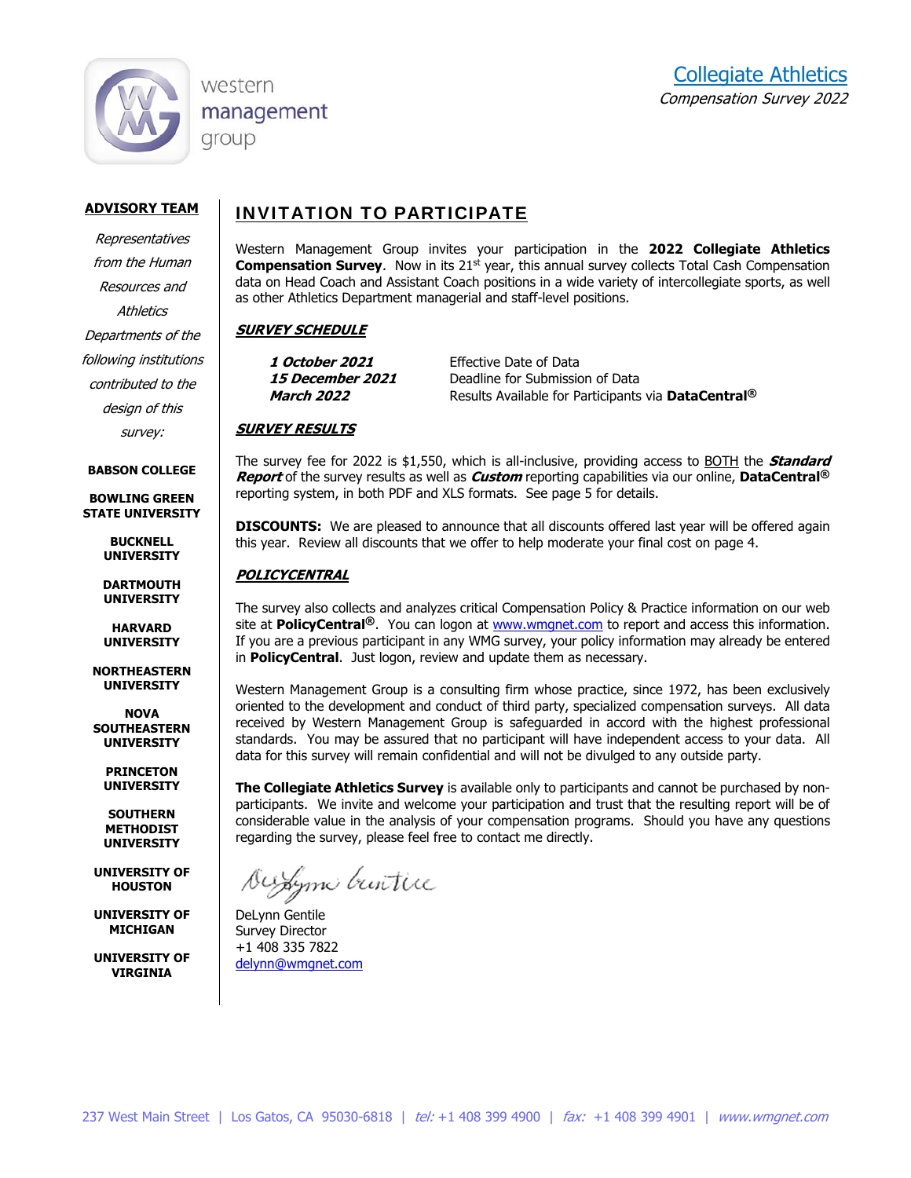western
management
group

[Collegiate Athletics](#)

*Compensation Survey 2022*

**ADVISORY TEAM**

*Representatives from the Human Resources and Athletics Departments of the following institutions contributed to the design of this survey:*

**BABSON COLLEGE**

**BOWLING GREEN STATE UNIVERSITY**

**BUCKNELL UNIVERSITY**

**DARTMOUTH UNIVERSITY**

**HARVARD UNIVERSITY**

**NORTHEASTERN UNIVERSITY**

**NOVA SOUTHEASTERN UNIVERSITY**

**PRINCETON UNIVERSITY**

**SOUTHERN METHODIST UNIVERSITY**

**UNIVERSITY OF HOUSTON**

**UNIVERSITY OF MICHIGAN**

**UNIVERSITY OF VIRGINIA**

## INVITATION TO PARTICIPATE

Western Management Group invites your participation in the **2022 Collegiate Athletics Compensation Survey**. Now in its 21st year, this annual survey collects Total Cash Compensation data on Head Coach and Assistant Coach positions in a wide variety of intercollegiate sports, as well as other Athletics Department managerial and staff-level positions.

### *SURVEY SCHEDULE*

| | |
|---|---|
| ***1 October 2021*** | Effective Date of Data |
| ***15 December 2021*** | Deadline for Submission of Data |
| ***March 2022*** | Results Available for Participants via **DataCentral®** |

### *SURVEY RESULTS*

The survey fee for 2022 is $1,550, which is all-inclusive, providing access to BOTH the ***Standard Report*** of the survey results as well as ***Custom*** reporting capabilities via our online, **DataCentral®** reporting system, in both PDF and XLS formats. See page 5 for details.

**DISCOUNTS:** We are pleased to announce that all discounts offered last year will be offered again this year. Review all discounts that we offer to help moderate your final cost on page 4.

### *POLICYCENTRAL*

The survey also collects and analyzes critical Compensation Policy & Practice information on our web site at **PolicyCentral®**. You can logon at [www.wmgnet.com](http://www.wmgnet.com) to report and access this information. If you are a previous participant in any WMG survey, your policy information may already be entered in **PolicyCentral**. Just logon, review and update them as necessary.

Western Management Group is a consulting firm whose practice, since 1972, has been exclusively oriented to the development and conduct of third party, specialized compensation surveys. All data received by Western Management Group is safeguarded in accord with the highest professional standards. You may be assured that no participant will have independent access to your data. All data for this survey will remain confidential and will not be divulged to any outside party.

**The Collegiate Athletics Survey** is available only to participants and cannot be purchased by non-participants. We invite and welcome your participation and trust that the resulting report will be of considerable value in the analysis of your compensation programs. Should you have any questions regarding the survey, please feel free to contact me directly.

DeLynn Gentile
Survey Director
+1 408 335 7822
[delynn@wmgnet.com](mailto:delynn@wmgnet.com)

237 West Main Street | Los Gatos, CA 95030-6818 | *tel:* +1 408 399 4900 | *fax:* +1 408 399 4901 | *www.wmgnet.com*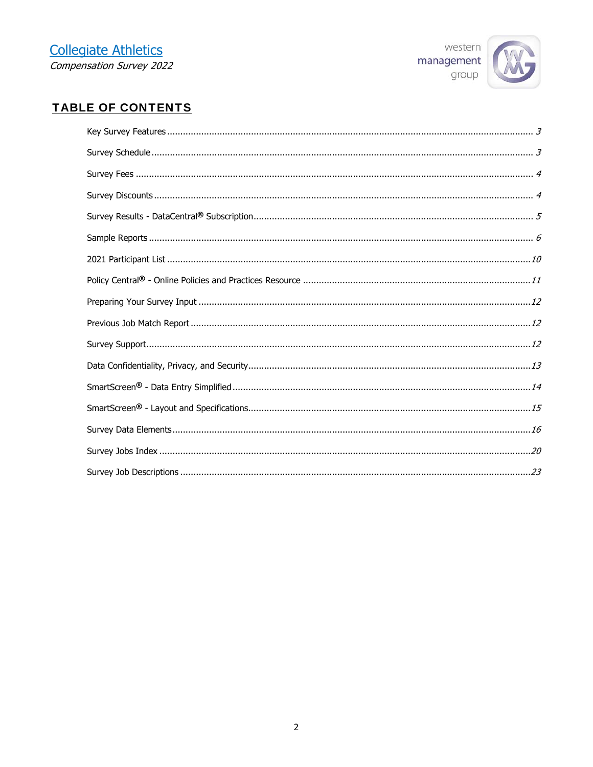# TABLE OF CONTENTS

Key Survey Features ... 3

Survey Schedule ... 3

Survey Fees ... 4

Survey Discounts ... 4

Survey Results - DataCentral® Subscription ... 5

Sample Reports ... 6

2021 Participant List ... 10

Policy Central® - Online Policies and Practices Resource ... 11

Preparing Your Survey Input ... 12

Previous Job Match Report ... 12

Survey Support ... 12

Data Confidentiality, Privacy, and Security ... 13

SmartScreen® - Data Entry Simplified ... 14

SmartScreen® - Layout and Specifications ... 15

Survey Data Elements ... 16

Survey Jobs Index ... 20

Survey Job Descriptions ... 23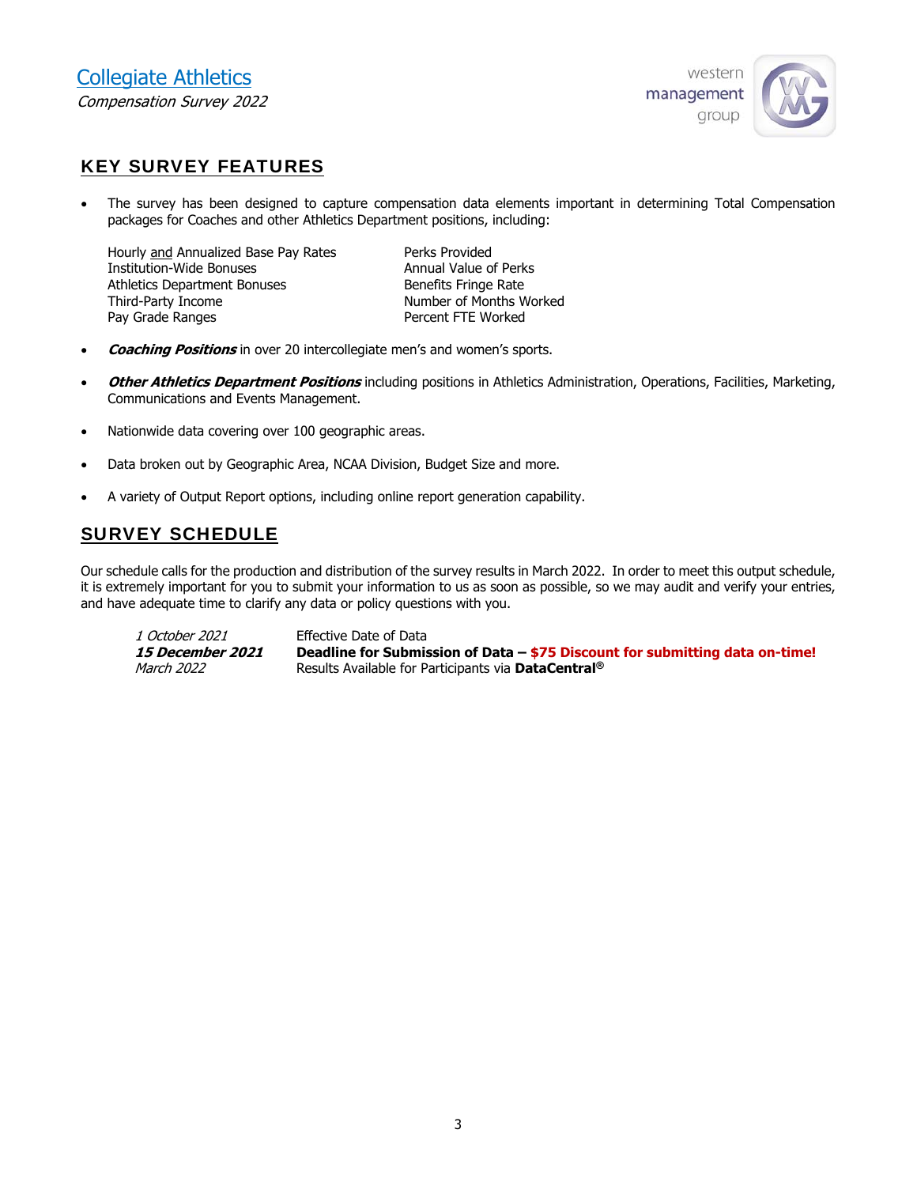## KEY SURVEY FEATURES

- The survey has been designed to capture compensation data elements important in determining Total Compensation packages for Coaches and other Athletics Department positions, including:

  | | |
  |---|---|
  | Hourly and Annualized Base Pay Rates | Perks Provided |
  | Institution-Wide Bonuses | Annual Value of Perks |
  | Athletics Department Bonuses | Benefits Fringe Rate |
  | Third-Party Income | Number of Months Worked |
  | Pay Grade Ranges | Percent FTE Worked |

- ***Coaching Positions*** in over 20 intercollegiate men's and women's sports.
- ***Other Athletics Department Positions*** including positions in Athletics Administration, Operations, Facilities, Marketing, Communications and Events Management.
- Nationwide data covering over 100 geographic areas.
- Data broken out by Geographic Area, NCAA Division, Budget Size and more.
- A variety of Output Report options, including online report generation capability.

## SURVEY SCHEDULE

Our schedule calls for the production and distribution of the survey results in March 2022. In order to meet this output schedule, it is extremely important for you to submit your information to us as soon as possible, so we may audit and verify your entries, and have adequate time to clarify any data or policy questions with you.

| | |
|---|---|
| *1 October 2021* | Effective Date of Data |
| ***15 December 2021*** | **Deadline for Submission of Data – $75 Discount for submitting data on-time!** |
| *March 2022* | Results Available for Participants via **DataCentral®** |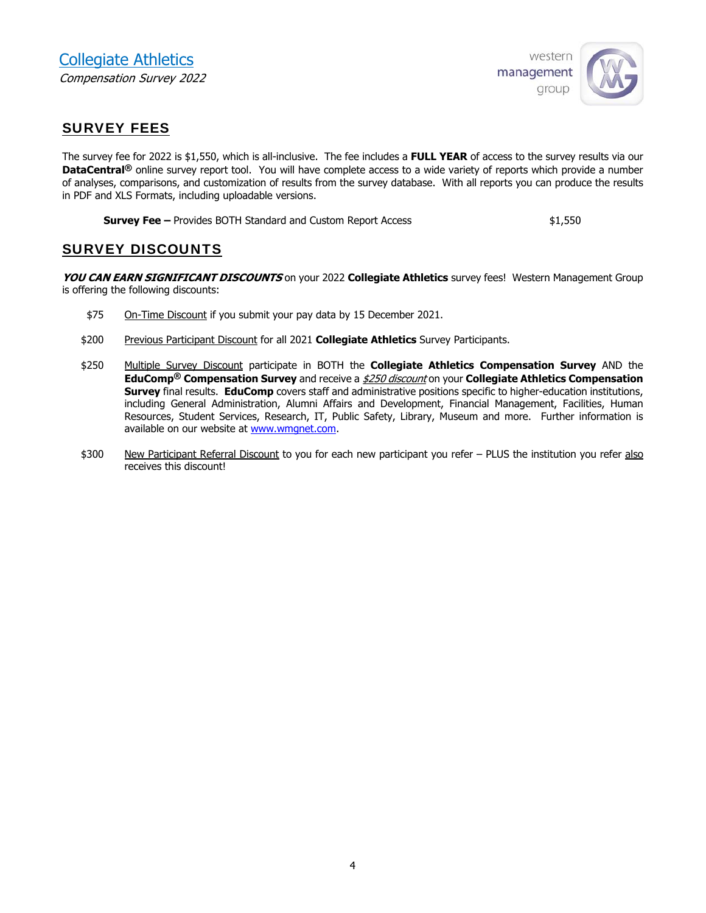## SURVEY FEES

The survey fee for 2022 is $1,550, which is all-inclusive. The fee includes a **FULL YEAR** of access to the survey results via our **DataCentral®** online survey report tool. You will have complete access to a wide variety of reports which provide a number of analyses, comparisons, and customization of results from the survey database. With all reports you can produce the results in PDF and XLS Formats, including uploadable versions.

**Survey Fee –** Provides BOTH Standard and Custom Report Access $1,550

## SURVEY DISCOUNTS

***YOU CAN EARN SIGNIFICANT DISCOUNTS*** on your 2022 **Collegiate Athletics** survey fees! Western Management Group is offering the following discounts:

$75 On-Time Discount if you submit your pay data by 15 December 2021.

$200 Previous Participant Discount for all 2021 **Collegiate Athletics** Survey Participants.

$250 Multiple Survey Discount participate in BOTH the **Collegiate Athletics Compensation Survey** AND the **EduComp® Compensation Survey** and receive a *$250 discount* on your **Collegiate Athletics Compensation Survey** final results. **EduComp** covers staff and administrative positions specific to higher-education institutions, including General Administration, Alumni Affairs and Development, Financial Management, Facilities, Human Resources, Student Services, Research, IT, Public Safety, Library, Museum and more. Further information is available on our website at www.wmgnet.com.

$300 New Participant Referral Discount to you for each new participant you refer – PLUS the institution you refer also receives this discount!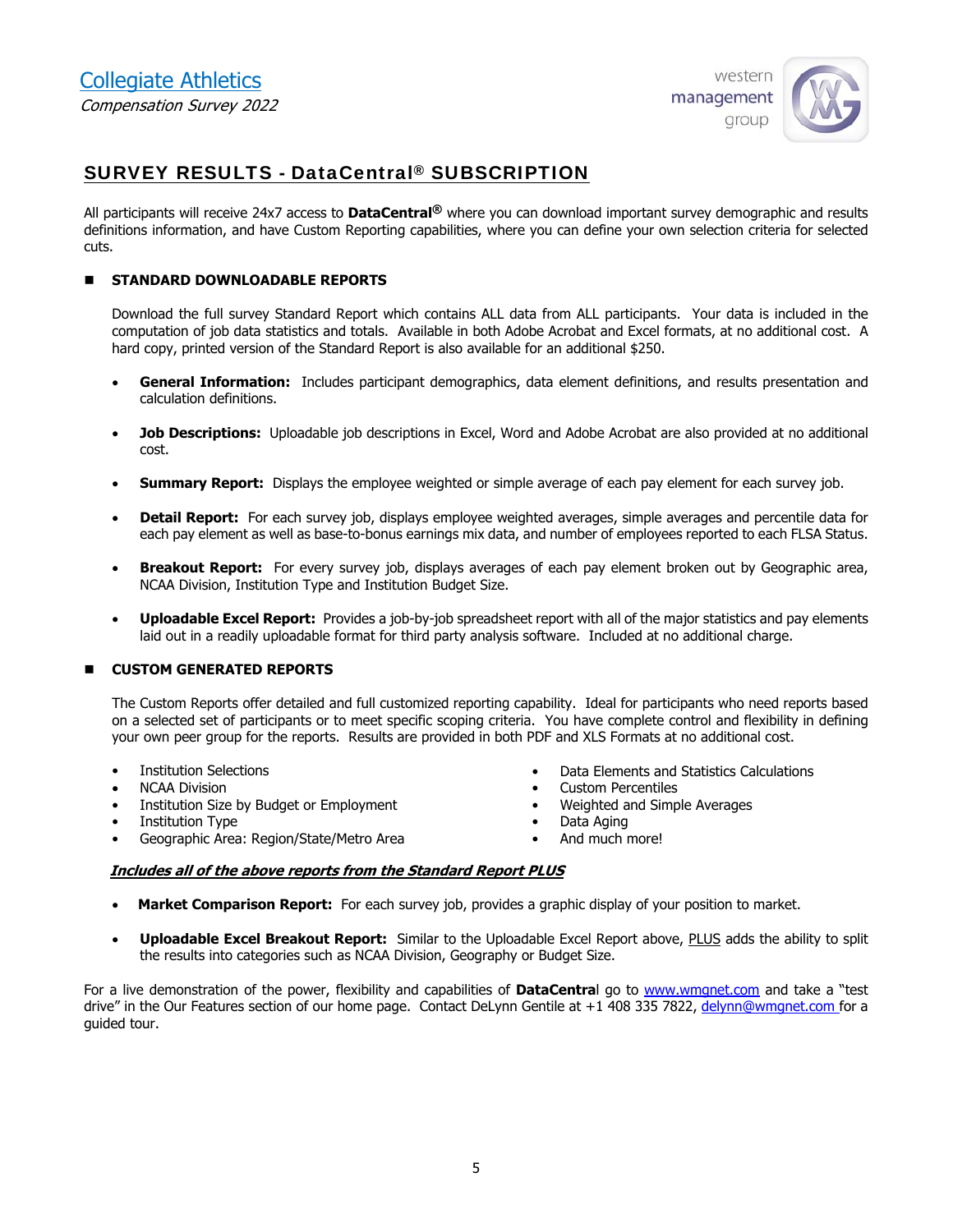## SURVEY RESULTS - DataCentral® SUBSCRIPTION

All participants will receive 24x7 access to **DataCentral®** where you can download important survey demographic and results definitions information, and have Custom Reporting capabilities, where you can define your own selection criteria for selected cuts.

### STANDARD DOWNLOADABLE REPORTS

Download the full survey Standard Report which contains ALL data from ALL participants. Your data is included in the computation of job data statistics and totals. Available in both Adobe Acrobat and Excel formats, at no additional cost. A hard copy, printed version of the Standard Report is also available for an additional $250.

- **General Information:** Includes participant demographics, data element definitions, and results presentation and calculation definitions.
- **Job Descriptions:** Uploadable job descriptions in Excel, Word and Adobe Acrobat are also provided at no additional cost.
- **Summary Report:** Displays the employee weighted or simple average of each pay element for each survey job.
- **Detail Report:** For each survey job, displays employee weighted averages, simple averages and percentile data for each pay element as well as base-to-bonus earnings mix data, and number of employees reported to each FLSA Status.
- **Breakout Report:** For every survey job, displays averages of each pay element broken out by Geographic area, NCAA Division, Institution Type and Institution Budget Size.
- **Uploadable Excel Report:** Provides a job-by-job spreadsheet report with all of the major statistics and pay elements laid out in a readily uploadable format for third party analysis software. Included at no additional charge.

### CUSTOM GENERATED REPORTS

The Custom Reports offer detailed and full customized reporting capability. Ideal for participants who need reports based on a selected set of participants or to meet specific scoping criteria. You have complete control and flexibility in defining your own peer group for the reports. Results are provided in both PDF and XLS Formats at no additional cost.

- Institution Selections
- NCAA Division
- Institution Size by Budget or Employment
- Institution Type
- Geographic Area: Region/State/Metro Area
- Data Elements and Statistics Calculations
- Custom Percentiles
- Weighted and Simple Averages
- Data Aging
- And much more!

***Includes all of the above reports from the Standard Report PLUS***

- **Market Comparison Report:** For each survey job, provides a graphic display of your position to market.
- **Uploadable Excel Breakout Report:** Similar to the Uploadable Excel Report above, PLUS adds the ability to split the results into categories such as NCAA Division, Geography or Budget Size.

For a live demonstration of the power, flexibility and capabilities of **DataCentral** go to www.wmgnet.com and take a "test drive" in the Our Features section of our home page. Contact DeLynn Gentile at +1 408 335 7822, delynn@wmgnet.com for a guided tour.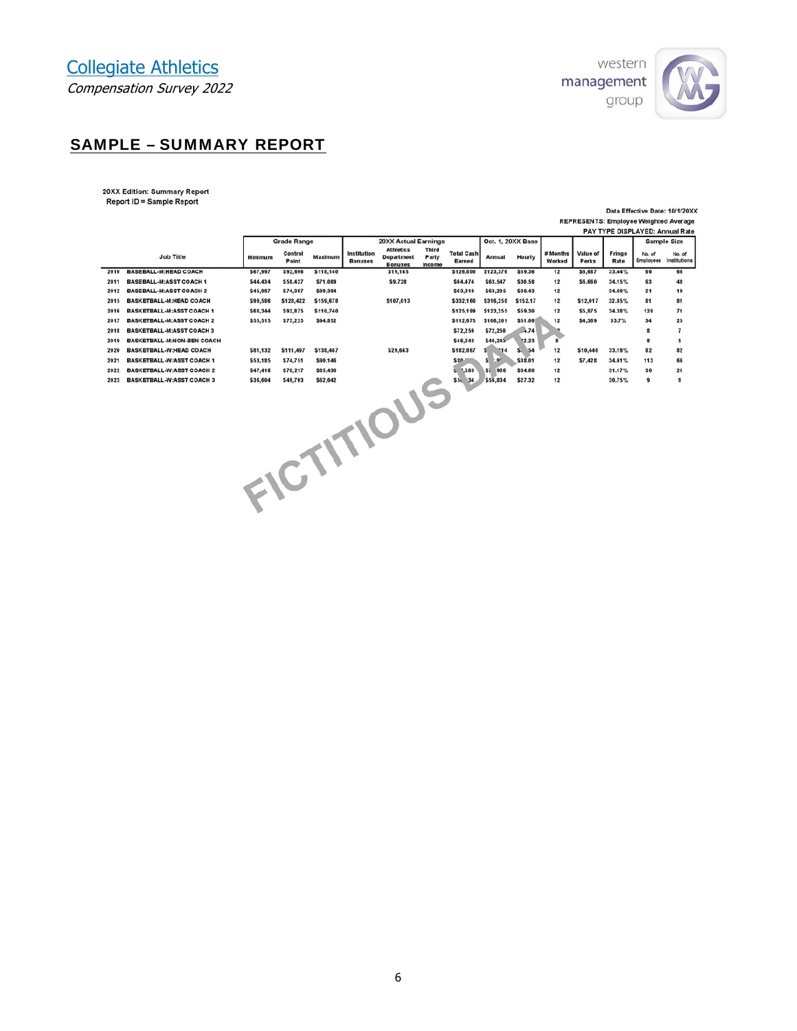Collegiate Athletics

*Compensation Survey 2022*

## SAMPLE – SUMMARY REPORT

20XX Edition: Summary Report
Report ID = Sample Report

Data Effective Date: 10/1/20XX
REPRESENTS: Employee Weighted Average
PAY TYPE DISPLAYED: Annual Rate

| | Job Title | Grade Range | | | 20XX Actual Earnings | | | | Oct. 1, 20XX Base | | # Months Worked | Value of Perks | Fringe Rate | Sample Size | |
|---|---|---|---|---|---|---|---|---|---|---|---|---|---|---|---|
| | | Minimum | Control Point | Maximum | Institution Bonuses | Athletics Department Bonuses | Third Party Income | Total Cash Earned | Annual | Hourly | | | | No. of Employees | No. of Institutions |
| 2010 | BASEBALL-M:HEAD COACH | $67,997 | $92,696 | $118,140 | | $19,145 | | $126,800 | $123,376 | $59.36 | 12 | $6,687 | 33.44% | 86 | 68 |
| 2011 | BASEBALL-M:ASST COACH 1 | $44,434 | $58,427 | $71,089 | | $9,728 | | $64,474 | $63,547 | $30.58 | 12 | $5,650 | 34.15% | 63 | 48 |
| 2012 | BASEBALL-M:ASST COACH 2 | $45,987 | $74,347 | $89,394 | | | | $63,319 | $63,295 | $30.43 | 12 | | 34.69% | 21 | 19 |
| 2015 | BASKETBALL-M:HEAD COACH | $90,586 | $128,422 | $159,678 | | $107,013 | | $332,160 | $316,258 | $152.17 | 12 | $12,017 | 32.85% | 81 | 81 |
| 2016 | BASKETBALL-M:ASST COACH 1 | $68,344 | $92,875 | $116,740 | | | | $125,199 | $123,255 | $59.30 | 12 | $5,875 | 34.38% | 126 | 71 |
| 2017 | BASKETBALL-M:ASST COACH 2 | $55,515 | $77,225 | $94,852 | | | | $112,675 | $106,201 | $51.06 | 12 | $4,369 | 33.7% | 34 | 25 |
| 2018 | BASKETBALL-M:ASST COACH 3 | | | | | | | $72,250 | $72,250 | $.74 | | | | 8 | 7 |
| 2019 | BASKETBALL-M:NON-BEN COACH | | | | | | | $46,243 | $46,243 | $2.23 | 8 | | | 8 | 5 |
| 2020 | BASKETBALL-W:HEAD COACH | $81,132 | $111,497 | $138,467 | | $29,643 | | $182,867 | $ 14 | $ 54 | 12 | $10,440 | 33.19% | 82 | 82 |
| 2021 | BASKETBALL-W:ASST COACH 1 | $53,185 | $74,751 | $90,146 | | | | $80 | $ | $38.01 | 12 | $7,428 | 34.61% | 113 | 66 |
| 2022 | BASKETBALL-W:ASST COACH 2 | $47,416 | $76,217 | $85,430 | | | | $ ,503 | $ 966 | $34.60 | 12 | | 31.17% | 30 | 21 |
| 2023 | BASKETBALL-W:ASST COACH 3 | $35,604 | $49,763 | $62,042 | | | | $5 34 | $56,834 | $27.32 | 12 | | 30.75% | 9 | 9 |

FICTITIOUS DATA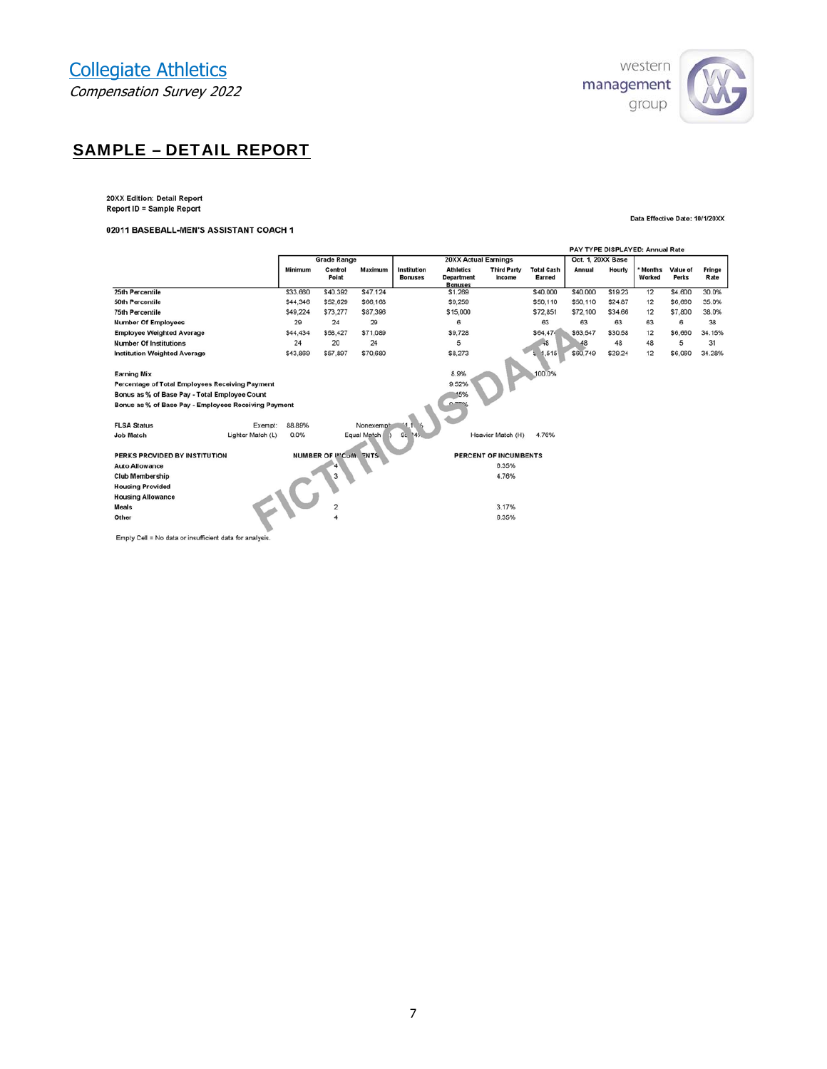Collegiate Athletics

*Compensation Survey 2022*

## SAMPLE – DETAIL REPORT

**20XX Edition: Detail Report**
**Report ID = Sample Report**

Data Effective Date: 10/1/20XX

**02011 BASEBALL-MEN'S ASSISTANT COACH 1**

PAY TYPE DISPLAYED: Annual Rate

| | Grade Range | | | 20XX Actual Earnings | | | | Oct. 1, 20XX Base | | | | |
|---|---|---|---|---|---|---|---|---|---|---|---|---|
| | Minimum | Control Point | Maximum | Institution Bonuses | Athletics Department Bonuses | Third Party Income | Total Cash Earned | Annual | Hourly | * Months Worked | Value of Perks | Fringe Rate |
| 25th Percentile | $33,660 | $40,392 | $47,124 | | $1,289 | | $40,000 | $40,000 | $19.23 | 12 | $4,600 | 30.0% |
| 50th Percentile | $44,346 | $52,629 | $66,163 | | $9,259 | | $50,110 | $50,110 | $24.87 | 12 | $6,680 | 35.0% |
| 75th Percentile | $49,224 | $73,277 | $87,396 | | $15,000 | | $72,851 | $72,100 | $34.66 | 12 | $7,800 | 38.0% |
| Number Of Employees | 29 | 24 | 29 | | 6 | | 63 | 63 | 63 | 63 | 6 | 38 |
| Employee Weighted Average | $44,434 | $58,427 | $71,069 | | $9,728 | | $64,47 | $63,547 | $30.58 | 12 | $6,650 | 34.15% |
| Number Of Institutions | 24 | 20 | 24 | | 5 | | 48 | 48 | 48 | 48 | 5 | 31 |
| Institution Weighted Average | $43,860 | $57,807 | $70,680 | | $8,273 | | $ 1,515 | $60,749 | $29.24 | 12 | $6,060 | 34.28% |

| | |
|---|---|
| Earning Mix | 8.9% / 100.0% |
| Percentage of Total Employees Receiving Payment | 9.52% |
| Bonus as % of Base Pay - Total Employee Count | 45% |
| Bonus as % of Base Pay - Employees Receiving Payment | 0.77% |

FLSA Status — Exempt: 88.89% — Nonexempt: 11.1 %

Job Match — Lighter Match (L) 0.0% — Equal Match ) 95.24% — Heavier Match (H) 4.76%

| PERKS PROVIDED BY INSTITUTION | NUMBER OF INCUMBENTS | PERCENT OF INCUMBENTS |
|---|---|---|
| Auto Allowance | 4 | 6.35% |
| Club Membership | 3 | 4.76% |
| Housing Provided | | |
| Housing Allowance | | |
| Meals | 2 | 3.17% |
| Other | 4 | 6.35% |

Empty Cell = No data or insufficient data for analysis.

FICTITIOUS DATA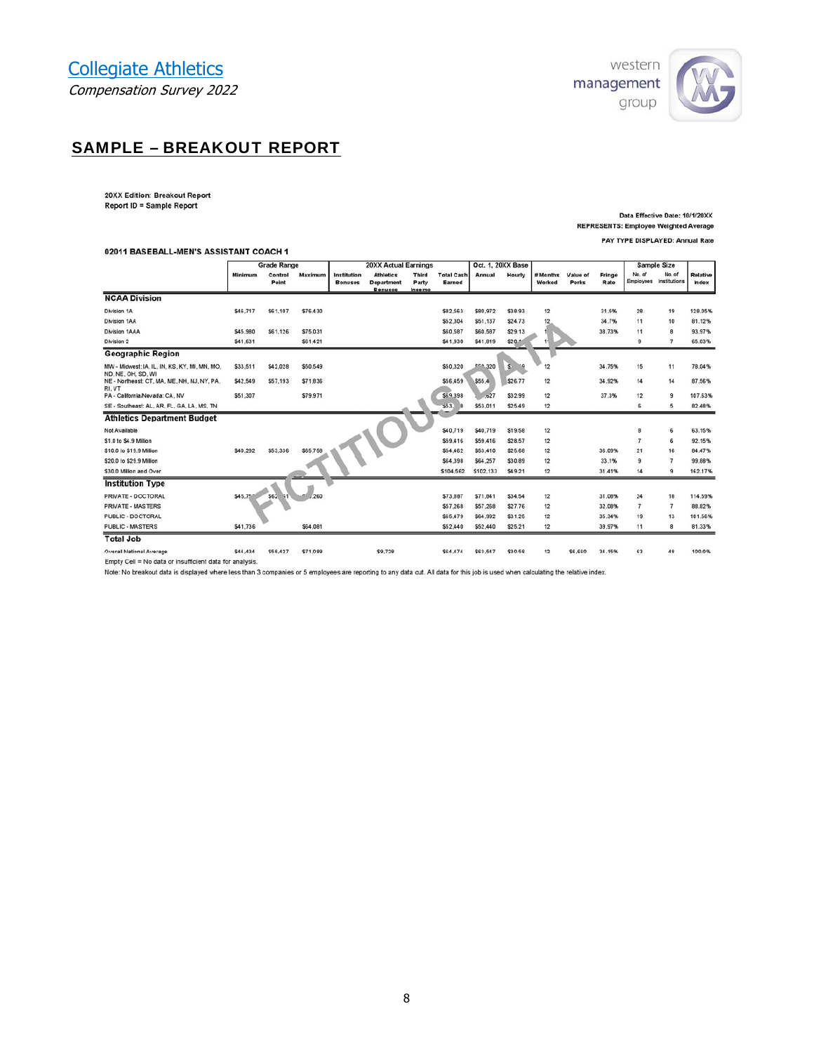# Collegiate Athletics

*Compensation Survey 2022*

## SAMPLE – BREAKOUT REPORT

**20XX Edition: Breakout Report**
**Report ID = Sample Report**

Data Effective Date: 10/1/20XX
REPRESENTS: Employee Weighted Average
PAY TYPE DISPLAYED: Annual Rate

**02011 BASEBALL-MEN'S ASSISTANT COACH 1**

| | Grade Range | | | 20XX Actual Earnings | | | | Oct. 1, 20XX Base | | | | | | Sample Size | | |
|---|---|---|---|---|---|---|---|---|---|---|---|---|---|---|---|---|
| | Minimum | Control Point | Maximum | Institution Bonuses | Athletics Department Bonuses | Third Party Income | Total Cash Earned | Annual | Hourly | # Months Worked | Value of Perks | Fringe Rate | No. of Employees | No. of Institutions | Relative Index |
| **NCAA Division** | | | | | | | | | | | | | | | |
| Division 1A | $46,717 | $61,107 | $76,430 | | | | $82,563 | $80,972 | $38.93 | 12 | | 31.5% | 28 | 19 | 128.05% |
| Division 1AA | | | | | | | $52,304 | $51,137 | $24.73 | 12 | | 34.7% | 11 | 10 | 81.12% |
| Division 1AAA | $45,980 | $61,126 | $75,031 | | | | $60,587 | $60,587 | $29.13 | 1 | | 38.73% | 11 | 8 | 93.97% |
| Division 2 | $41,631 | | $61,421 | | | | $41,939 | $41,819 | $20. | 1 | | | 9 | 7 | 65.03% |
| **Geographic Region** | | | | | | | | | | | | | | | |
| MW - Midwest: IA, IL, IN, KS, KY, MI, MN, MO, ND, NE, OH, SD, WI | $33,511 | $42,028 | $50,549 | | | | $50,329 | $50,320 | $ | 12 | | 34.75% | 15 | 11 | 78.04% |
| NE - Northeast: CT, MA, ME, NH, NJ, NY, PA, RI, VT | $42,549 | $57,193 | $71,836 | | | | $56,459 | $55,4 | $26.77 | 12 | | 34.92% | 14 | 14 | 87.56% |
| PA - California/Nevada: CA, NV | $51,307 | | $79,971 | | | | $69,398 | ,627 | $32.99 | 12 | | 37.3% | 12 | 9 | 107.63% |
| SE - Southeast: AL, AR, FL, GA, LA, MS, TN | | | | | | | $53, | $53,011 | $25.49 | 12 | | | 6 | 5 | 82.48% |
| **Athletics Department Budget** | | | | | | | | | | | | | | | |
| Not Available | | | | | | | $40,719 | $40,719 | $19.58 | 12 | | | 8 | 6 | 63.15% |
| $1.0 to $4.9 Million | | | | | | | $59,416 | $59,416 | $28.57 | 12 | | | 7 | 6 | 92.15% |
| $10.0 to $19.9 Million | $40,292 | $53,336 | $65,758 | | | | $54,462 | $53,410 | $25.68 | 12 | | 36.09% | 21 | 16 | 84.47% |
| $20.0 to $29.9 Million | | | | | | | $64,398 | $64,257 | $30.89 | 12 | | 33.1% | 9 | 7 | 99.88% |
| $30.0 Million and Over | | | | | | | $104,562 | $102,133 | $49.21 | 12 | | 31.41% | 14 | 9 | 162.17% |
| **Institution Type** | | | | | | | | | | | | | | | |
| PRIVATE - DOCTORAL | $45,7 | $6 1 | ,260 | | | | $73,887 | $71,841 | $34.54 | 12 | | 31.08% | 24 | 18 | 114.59% |
| PRIVATE - MASTERS | | | | | | | $57,268 | $57,268 | $27.76 | 12 | | 32.08% | 7 | 7 | 88.82% |
| PUBLIC - DOCTORAL | | | | | | | $65,479 | $64,992 | $31.25 | 12 | | 35.34% | 19 | 13 | 101.56% |
| PUBLIC - MASTERS | $41,736 | | $64,081 | | | | $52,440 | $52,440 | $25.21 | 12 | | 39.97% | 11 | 8 | 81.33% |
| **Total Job** | | | | | | | | | | | | | | | |
| Overall National Average | $44,434 | $58,427 | $71,099 | | $9,739 | | $64,474 | $63,647 | $30.59 | 12 | $4,680 | 34.15% | 63 | 48 | 100.0% |

Empty Cell = No data or insufficient data for analysis.

Note: No breakout data is displayed where less than 3 companies or 5 employees are reporting to any data cut. All data for this job is used when calculating the relative index.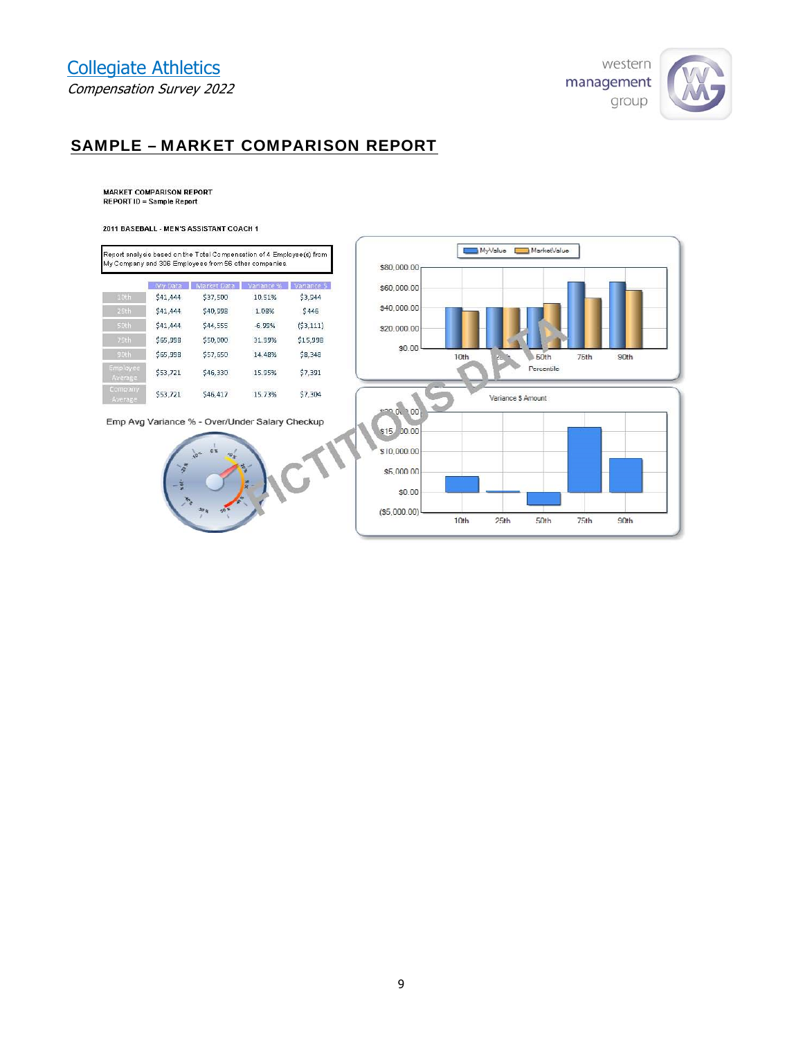## SAMPLE – MARKET COMPARISON REPORT

MARKET COMPARISON REPORT
REPORT ID = Sample Report

2011 BASEBALL - MEN'S ASSISTANT COACH 1

Report analysis based on the Total Compensation of 4 Employee(s) from My Company and 306 Employees from 56 other companies.

| | My Data | Market Data | Variance % | Variance $ |
|---|---|---|---|---|
| 10th | $41,444 | $37,500 | 10.51% | $3,944 |
| 25th | $41,444 | $40,998 | 1.08% | $446 |
| 50th | $41,444 | $44,555 | -6.99% | ($3,111) |
| 75th | $65,998 | $50,000 | 31.99% | $15,998 |
| 90th | $65,998 | $57,650 | 14.48% | $8,348 |
| Employee Average | $53,721 | $46,330 | 15.95% | $7,391 |
| Company Average | $53,721 | $46,417 | 15.73% | $7,304 |

Emp Avg Variance % - Over/Under Salary Checkup

FICTITIOUS DATA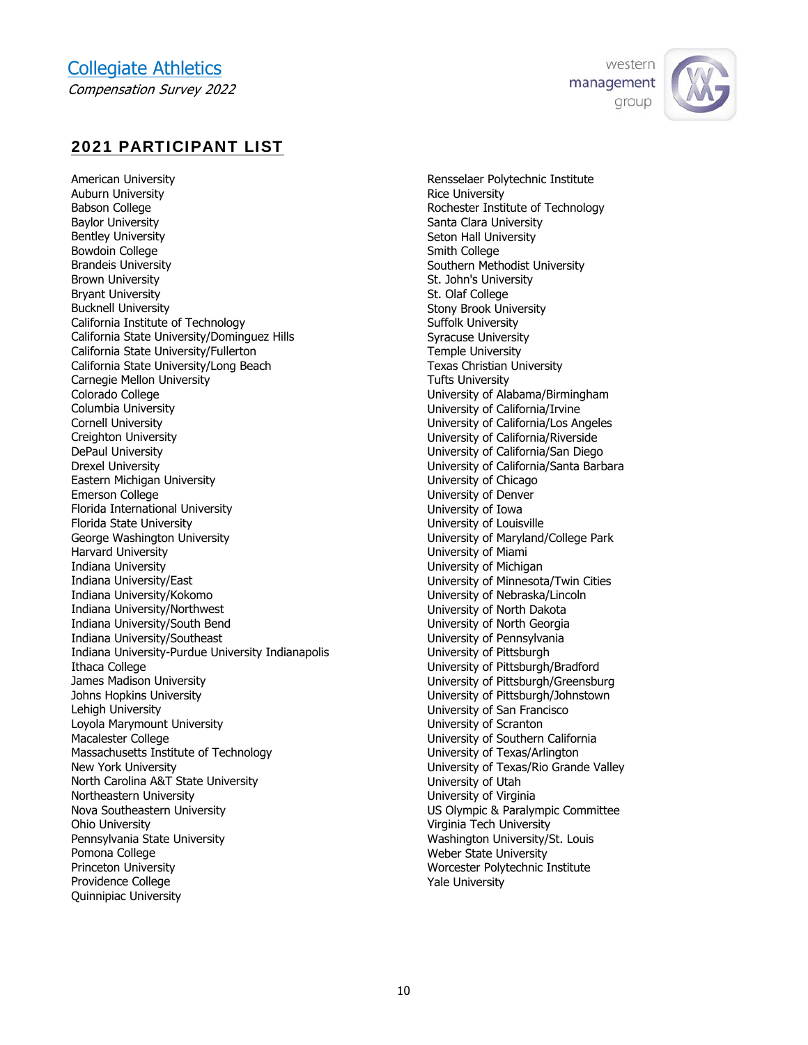## 2021 PARTICIPANT LIST

American University
Auburn University
Babson College
Baylor University
Bentley University
Bowdoin College
Brandeis University
Brown University
Bryant University
Bucknell University
California Institute of Technology
California State University/Dominguez Hills
California State University/Fullerton
California State University/Long Beach
Carnegie Mellon University
Colorado College
Columbia University
Cornell University
Creighton University
DePaul University
Drexel University
Eastern Michigan University
Emerson College
Florida International University
Florida State University
George Washington University
Harvard University
Indiana University
Indiana University/East
Indiana University/Kokomo
Indiana University/Northwest
Indiana University/South Bend
Indiana University/Southeast
Indiana University-Purdue University Indianapolis
Ithaca College
James Madison University
Johns Hopkins University
Lehigh University
Loyola Marymount University
Macalester College
Massachusetts Institute of Technology
New York University
North Carolina A&T State University
Northeastern University
Nova Southeastern University
Ohio University
Pennsylvania State University
Pomona College
Princeton University
Providence College
Quinnipiac University
Rensselaer Polytechnic Institute
Rice University
Rochester Institute of Technology
Santa Clara University
Seton Hall University
Smith College
Southern Methodist University
St. John's University
St. Olaf College
Stony Brook University
Suffolk University
Syracuse University
Temple University
Texas Christian University
Tufts University
University of Alabama/Birmingham
University of California/Irvine
University of California/Los Angeles
University of California/Riverside
University of California/San Diego
University of California/Santa Barbara
University of Chicago
University of Denver
University of Iowa
University of Louisville
University of Maryland/College Park
University of Miami
University of Michigan
University of Minnesota/Twin Cities
University of Nebraska/Lincoln
University of North Dakota
University of North Georgia
University of Pennsylvania
University of Pittsburgh
University of Pittsburgh/Bradford
University of Pittsburgh/Greensburg
University of Pittsburgh/Johnstown
University of San Francisco
University of Scranton
University of Southern California
University of Texas/Arlington
University of Texas/Rio Grande Valley
University of Utah
University of Virginia
US Olympic & Paralympic Committee
Virginia Tech University
Washington University/St. Louis
Weber State University
Worcester Polytechnic Institute
Yale University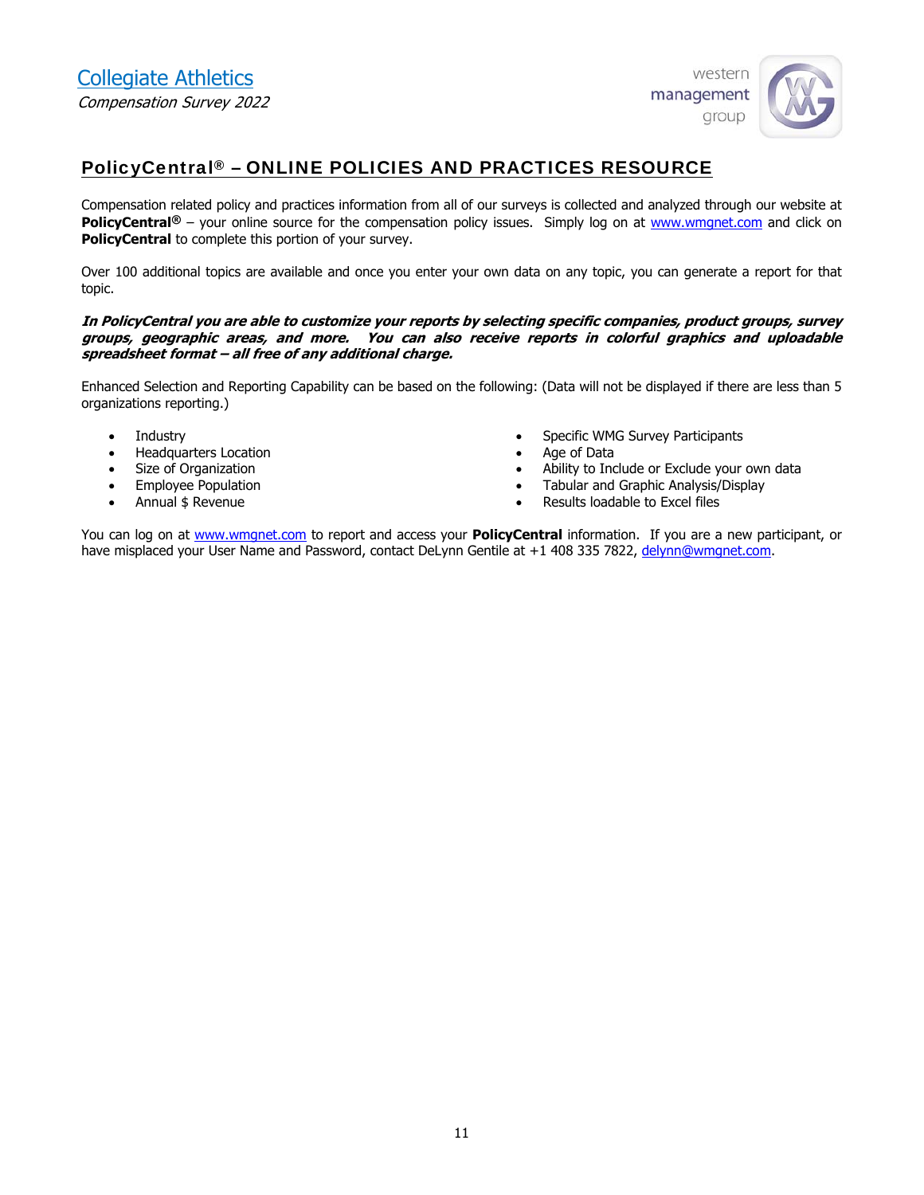## PolicyCentral® – ONLINE POLICIES AND PRACTICES RESOURCE

Compensation related policy and practices information from all of our surveys is collected and analyzed through our website at **PolicyCentral®** – your online source for the compensation policy issues. Simply log on at www.wmgnet.com and click on **PolicyCentral** to complete this portion of your survey.

Over 100 additional topics are available and once you enter your own data on any topic, you can generate a report for that topic.

***In PolicyCentral you are able to customize your reports by selecting specific companies, product groups, survey groups, geographic areas, and more. You can also receive reports in colorful graphics and uploadable spreadsheet format – all free of any additional charge.***

Enhanced Selection and Reporting Capability can be based on the following: (Data will not be displayed if there are less than 5 organizations reporting.)

- Industry
- Headquarters Location
- Size of Organization
- Employee Population
- Annual $ Revenue
- Specific WMG Survey Participants
- Age of Data
- Ability to Include or Exclude your own data
- Tabular and Graphic Analysis/Display
- Results loadable to Excel files

You can log on at www.wmgnet.com to report and access your **PolicyCentral** information. If you are a new participant, or have misplaced your User Name and Password, contact DeLynn Gentile at +1 408 335 7822, delynn@wmgnet.com.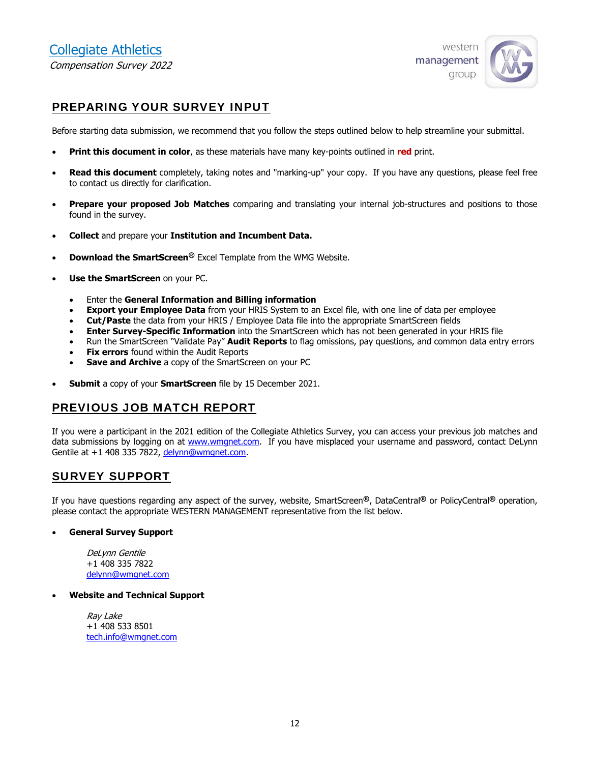## PREPARING YOUR SURVEY INPUT

Before starting data submission, we recommend that you follow the steps outlined below to help streamline your submittal.

- **Print this document in color**, as these materials have many key-points outlined in **red** print.
- **Read this document** completely, taking notes and "marking-up" your copy. If you have any questions, please feel free to contact us directly for clarification.
- **Prepare your proposed Job Matches** comparing and translating your internal job-structures and positions to those found in the survey.
- **Collect** and prepare your **Institution and Incumbent Data.**
- **Download the SmartScreen®** Excel Template from the WMG Website.
- **Use the SmartScreen** on your PC.
  - Enter the **General Information and Billing information**
  - **Export your Employee Data** from your HRIS System to an Excel file, with one line of data per employee
  - **Cut/Paste** the data from your HRIS / Employee Data file into the appropriate SmartScreen fields
  - **Enter Survey-Specific Information** into the SmartScreen which has not been generated in your HRIS file
  - Run the SmartScreen "Validate Pay" **Audit Reports** to flag omissions, pay questions, and common data entry errors
  - **Fix errors** found within the Audit Reports
  - **Save and Archive** a copy of the SmartScreen on your PC
- **Submit** a copy of your **SmartScreen** file by 15 December 2021.

## PREVIOUS JOB MATCH REPORT

If you were a participant in the 2021 edition of the Collegiate Athletics Survey, you can access your previous job matches and data submissions by logging on at www.wmgnet.com. If you have misplaced your username and password, contact DeLynn Gentile at +1 408 335 7822, delynn@wmgnet.com.

## SURVEY SUPPORT

If you have questions regarding any aspect of the survey, website, SmartScreen®, DataCentral® or PolicyCentral® operation, please contact the appropriate WESTERN MANAGEMENT representative from the list below.

- **General Survey Support**

  *DeLynn Gentile*
  +1 408 335 7822
  delynn@wmgnet.com

- **Website and Technical Support**

  *Ray Lake*
  +1 408 533 8501
  tech.info@wmgnet.com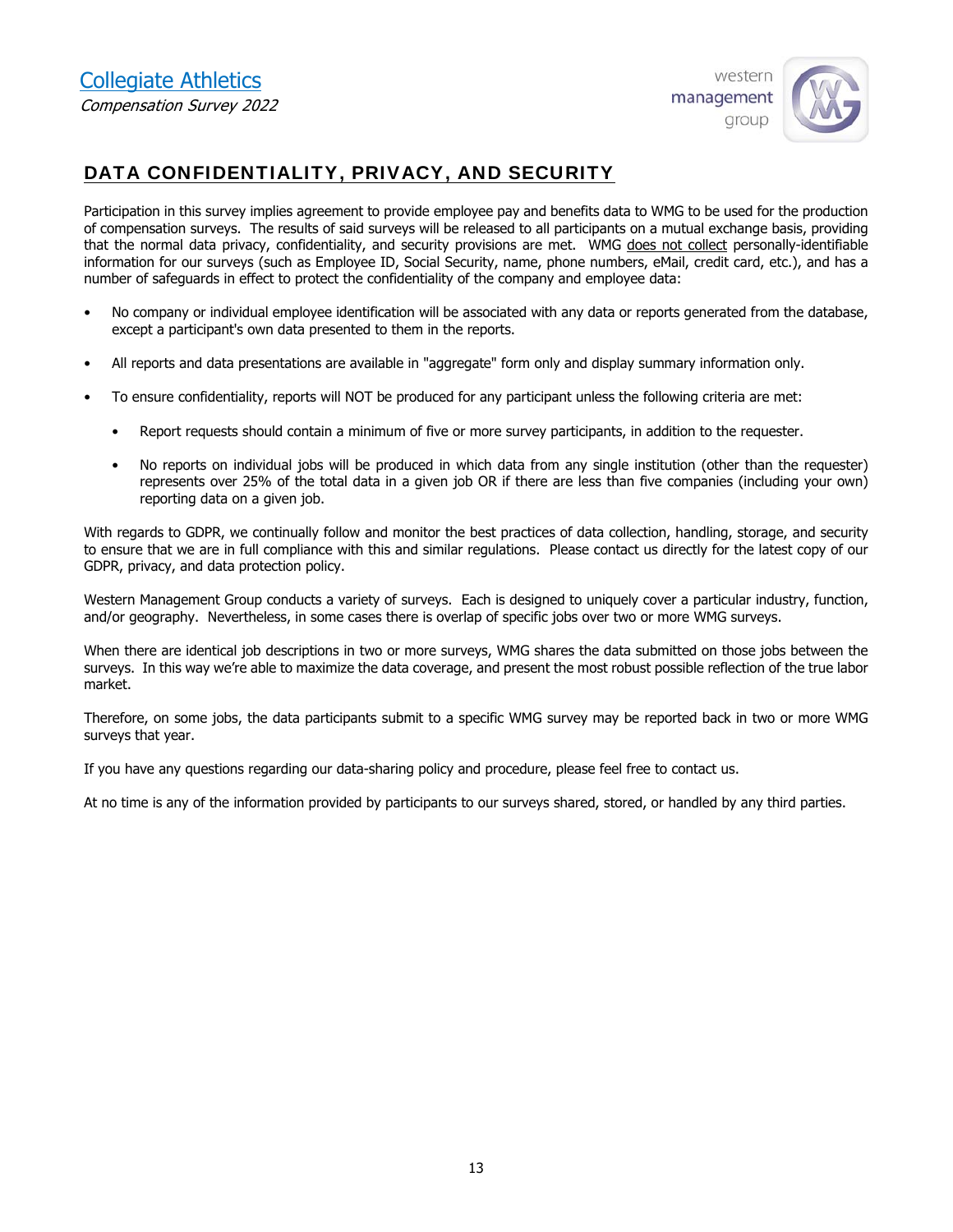## DATA CONFIDENTIALITY, PRIVACY, AND SECURITY

Participation in this survey implies agreement to provide employee pay and benefits data to WMG to be used for the production of compensation surveys. The results of said surveys will be released to all participants on a mutual exchange basis, providing that the normal data privacy, confidentiality, and security provisions are met. WMG does not collect personally-identifiable information for our surveys (such as Employee ID, Social Security, name, phone numbers, eMail, credit card, etc.), and has a number of safeguards in effect to protect the confidentiality of the company and employee data:

- No company or individual employee identification will be associated with any data or reports generated from the database, except a participant's own data presented to them in the reports.
- All reports and data presentations are available in "aggregate" form only and display summary information only.
- To ensure confidentiality, reports will NOT be produced for any participant unless the following criteria are met:
  - Report requests should contain a minimum of five or more survey participants, in addition to the requester.
  - No reports on individual jobs will be produced in which data from any single institution (other than the requester) represents over 25% of the total data in a given job OR if there are less than five companies (including your own) reporting data on a given job.

With regards to GDPR, we continually follow and monitor the best practices of data collection, handling, storage, and security to ensure that we are in full compliance with this and similar regulations. Please contact us directly for the latest copy of our GDPR, privacy, and data protection policy.

Western Management Group conducts a variety of surveys. Each is designed to uniquely cover a particular industry, function, and/or geography. Nevertheless, in some cases there is overlap of specific jobs over two or more WMG surveys.

When there are identical job descriptions in two or more surveys, WMG shares the data submitted on those jobs between the surveys. In this way we're able to maximize the data coverage, and present the most robust possible reflection of the true labor market.

Therefore, on some jobs, the data participants submit to a specific WMG survey may be reported back in two or more WMG surveys that year.

If you have any questions regarding our data-sharing policy and procedure, please feel free to contact us.

At no time is any of the information provided by participants to our surveys shared, stored, or handled by any third parties.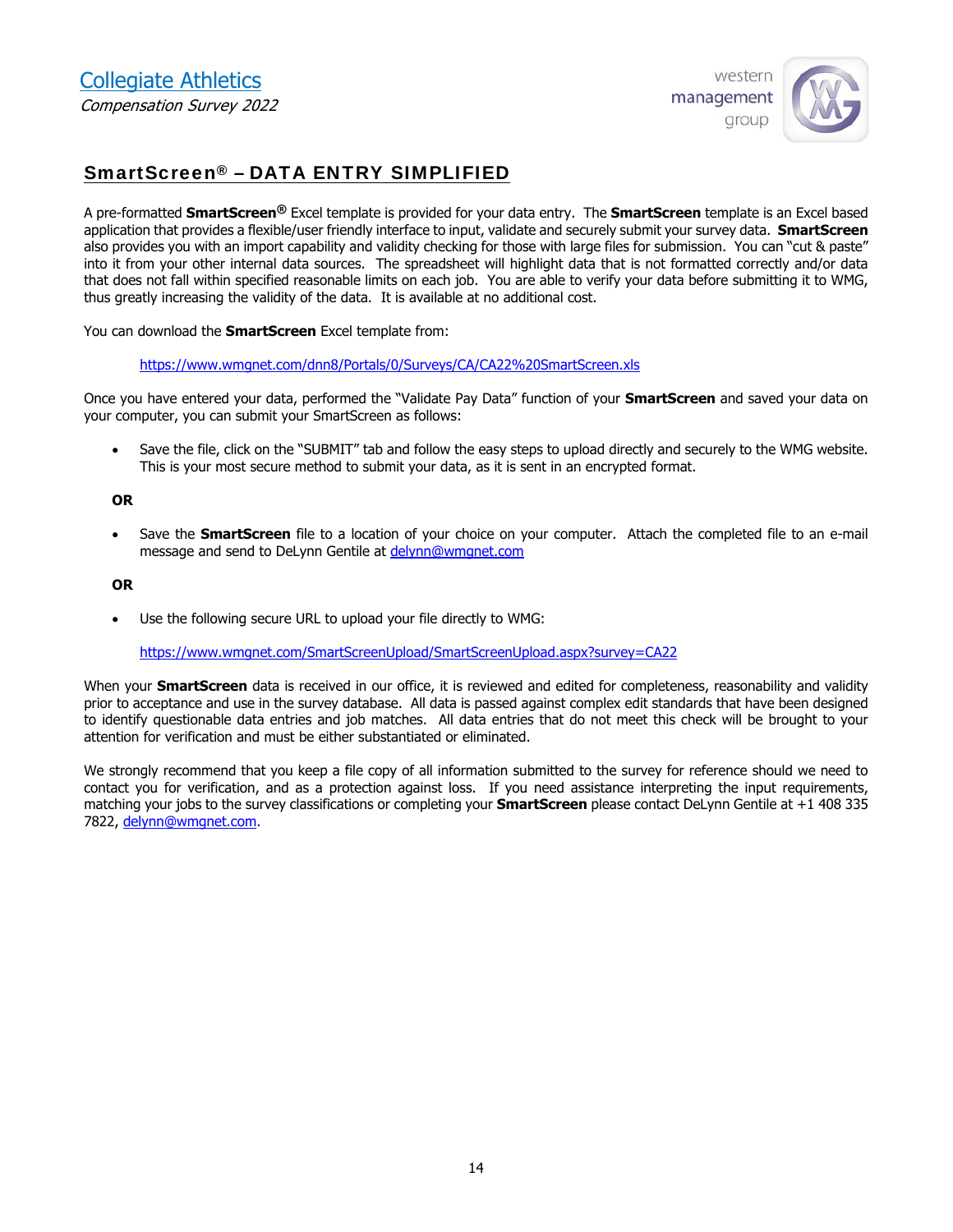## SmartScreen® – DATA ENTRY SIMPLIFIED

A pre-formatted **SmartScreen®** Excel template is provided for your data entry. The **SmartScreen** template is an Excel based application that provides a flexible/user friendly interface to input, validate and securely submit your survey data. **SmartScreen** also provides you with an import capability and validity checking for those with large files for submission. You can "cut & paste" into it from your other internal data sources. The spreadsheet will highlight data that is not formatted correctly and/or data that does not fall within specified reasonable limits on each job. You are able to verify your data before submitting it to WMG, thus greatly increasing the validity of the data. It is available at no additional cost.

You can download the **SmartScreen** Excel template from:

https://www.wmgnet.com/dnn8/Portals/0/Surveys/CA/CA22%20SmartScreen.xls

Once you have entered your data, performed the "Validate Pay Data" function of your **SmartScreen** and saved your data on your computer, you can submit your SmartScreen as follows:

- Save the file, click on the "SUBMIT" tab and follow the easy steps to upload directly and securely to the WMG website. This is your most secure method to submit your data, as it is sent in an encrypted format.

**OR**

- Save the **SmartScreen** file to a location of your choice on your computer. Attach the completed file to an e-mail message and send to DeLynn Gentile at delynn@wmgnet.com

**OR**

- Use the following secure URL to upload your file directly to WMG:

  https://www.wmgnet.com/SmartScreenUpload/SmartScreenUpload.aspx?survey=CA22

When your **SmartScreen** data is received in our office, it is reviewed and edited for completeness, reasonability and validity prior to acceptance and use in the survey database. All data is passed against complex edit standards that have been designed to identify questionable data entries and job matches. All data entries that do not meet this check will be brought to your attention for verification and must be either substantiated or eliminated.

We strongly recommend that you keep a file copy of all information submitted to the survey for reference should we need to contact you for verification, and as a protection against loss. If you need assistance interpreting the input requirements, matching your jobs to the survey classifications or completing your **SmartScreen** please contact DeLynn Gentile at +1 408 335 7822, delynn@wmgnet.com.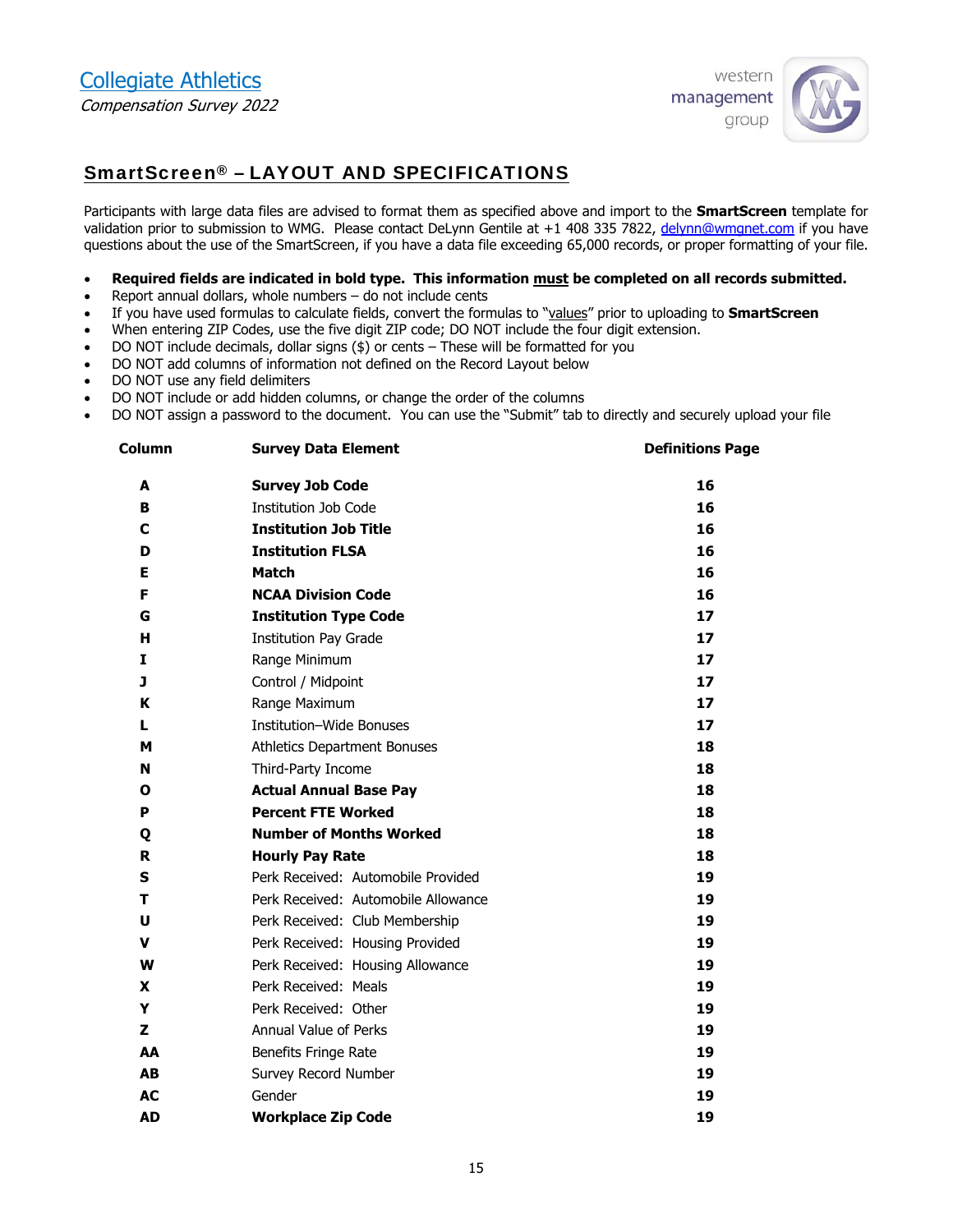## SmartScreen® – LAYOUT AND SPECIFICATIONS

Participants with large data files are advised to format them as specified above and import to the **SmartScreen** template for validation prior to submission to WMG. Please contact DeLynn Gentile at +1 408 335 7822, delynn@wmgnet.com if you have questions about the use of the SmartScreen, if you have a data file exceeding 65,000 records, or proper formatting of your file.

- **Required fields are indicated in bold type. This information must be completed on all records submitted.**
- Report annual dollars, whole numbers – do not include cents
- If you have used formulas to calculate fields, convert the formulas to "values" prior to uploading to **SmartScreen**
- When entering ZIP Codes, use the five digit ZIP code; DO NOT include the four digit extension.
- DO NOT include decimals, dollar signs ($) or cents – These will be formatted for you
- DO NOT add columns of information not defined on the Record Layout below
- DO NOT use any field delimiters
- DO NOT include or add hidden columns, or change the order of the columns
- DO NOT assign a password to the document. You can use the "Submit" tab to directly and securely upload your file

| Column | Survey Data Element | Definitions Page |
|---|---|---|
| A | **Survey Job Code** | 16 |
| B | Institution Job Code | 16 |
| C | **Institution Job Title** | 16 |
| D | **Institution FLSA** | 16 |
| E | **Match** | 16 |
| F | **NCAA Division Code** | 16 |
| G | **Institution Type Code** | 17 |
| H | Institution Pay Grade | 17 |
| I | Range Minimum | 17 |
| J | Control / Midpoint | 17 |
| K | Range Maximum | 17 |
| L | Institution–Wide Bonuses | 17 |
| M | Athletics Department Bonuses | 18 |
| N | Third-Party Income | 18 |
| O | **Actual Annual Base Pay** | 18 |
| P | **Percent FTE Worked** | 18 |
| Q | **Number of Months Worked** | 18 |
| R | **Hourly Pay Rate** | 18 |
| S | Perk Received: Automobile Provided | 19 |
| T | Perk Received: Automobile Allowance | 19 |
| U | Perk Received: Club Membership | 19 |
| V | Perk Received: Housing Provided | 19 |
| W | Perk Received: Housing Allowance | 19 |
| X | Perk Received: Meals | 19 |
| Y | Perk Received: Other | 19 |
| Z | Annual Value of Perks | 19 |
| AA | Benefits Fringe Rate | 19 |
| AB | Survey Record Number | 19 |
| AC | Gender | 19 |
| AD | **Workplace Zip Code** | 19 |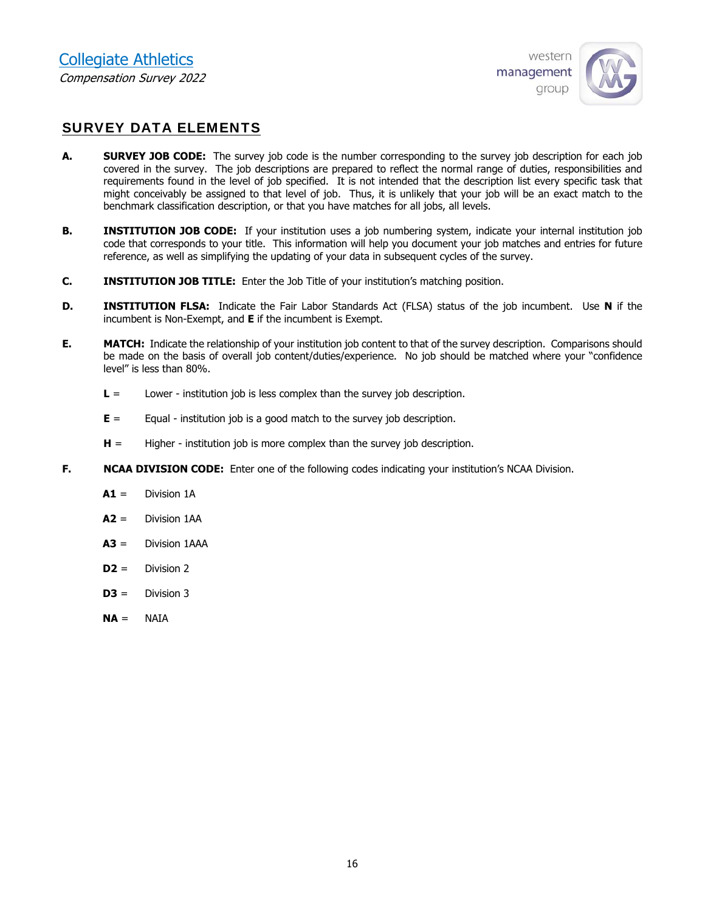## SURVEY DATA ELEMENTS

**A.** **SURVEY JOB CODE:** The survey job code is the number corresponding to the survey job description for each job covered in the survey. The job descriptions are prepared to reflect the normal range of duties, responsibilities and requirements found in the level of job specified. It is not intended that the description list every specific task that might conceivably be assigned to that level of job. Thus, it is unlikely that your job will be an exact match to the benchmark classification description, or that you have matches for all jobs, all levels.

**B.** **INSTITUTION JOB CODE:** If your institution uses a job numbering system, indicate your internal institution job code that corresponds to your title. This information will help you document your job matches and entries for future reference, as well as simplifying the updating of your data in subsequent cycles of the survey.

**C.** **INSTITUTION JOB TITLE:** Enter the Job Title of your institution's matching position.

**D.** **INSTITUTION FLSA:** Indicate the Fair Labor Standards Act (FLSA) status of the job incumbent. Use **N** if the incumbent is Non-Exempt, and **E** if the incumbent is Exempt.

**E.** **MATCH:** Indicate the relationship of your institution job content to that of the survey description. Comparisons should be made on the basis of overall job content/duties/experience. No job should be matched where your "confidence level" is less than 80%.

- **L** = Lower - institution job is less complex than the survey job description.
- **E** = Equal - institution job is a good match to the survey job description.
- **H** = Higher - institution job is more complex than the survey job description.

**F.** **NCAA DIVISION CODE:** Enter one of the following codes indicating your institution's NCAA Division.

- **A1** = Division 1A
- **A2** = Division 1AA
- **A3** = Division 1AAA
- **D2** = Division 2
- **D3** = Division 3
- **NA** = NAIA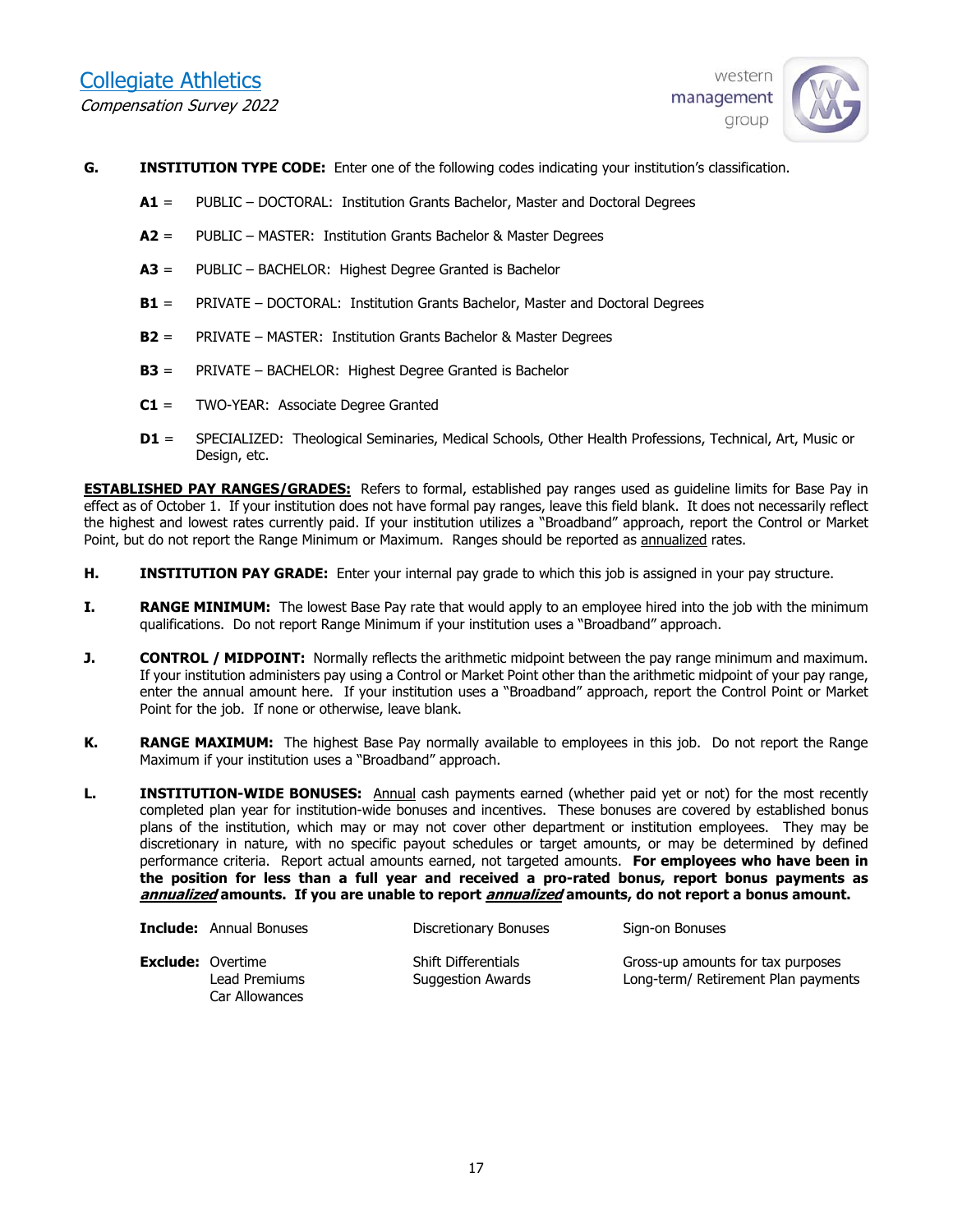**G. INSTITUTION TYPE CODE:** Enter one of the following codes indicating your institution's classification.

- **A1** = PUBLIC – DOCTORAL: Institution Grants Bachelor, Master and Doctoral Degrees
- **A2** = PUBLIC – MASTER: Institution Grants Bachelor & Master Degrees
- **A3** = PUBLIC – BACHELOR: Highest Degree Granted is Bachelor
- **B1** = PRIVATE – DOCTORAL: Institution Grants Bachelor, Master and Doctoral Degrees
- **B2** = PRIVATE – MASTER: Institution Grants Bachelor & Master Degrees
- **B3** = PRIVATE – BACHELOR: Highest Degree Granted is Bachelor
- **C1** = TWO-YEAR: Associate Degree Granted
- **D1** = SPECIALIZED: Theological Seminaries, Medical Schools, Other Health Professions, Technical, Art, Music or Design, etc.

**ESTABLISHED PAY RANGES/GRADES:** Refers to formal, established pay ranges used as guideline limits for Base Pay in effect as of October 1. If your institution does not have formal pay ranges, leave this field blank. It does not necessarily reflect the highest and lowest rates currently paid. If your institution utilizes a "Broadband" approach, report the Control or Market Point, but do not report the Range Minimum or Maximum. Ranges should be reported as annualized rates.

**H. INSTITUTION PAY GRADE:** Enter your internal pay grade to which this job is assigned in your pay structure.

**I. RANGE MINIMUM:** The lowest Base Pay rate that would apply to an employee hired into the job with the minimum qualifications. Do not report Range Minimum if your institution uses a "Broadband" approach.

**J. CONTROL / MIDPOINT:** Normally reflects the arithmetic midpoint between the pay range minimum and maximum. If your institution administers pay using a Control or Market Point other than the arithmetic midpoint of your pay range, enter the annual amount here. If your institution uses a "Broadband" approach, report the Control Point or Market Point for the job. If none or otherwise, leave blank.

**K. RANGE MAXIMUM:** The highest Base Pay normally available to employees in this job. Do not report the Range Maximum if your institution uses a "Broadband" approach.

**L. INSTITUTION-WIDE BONUSES:** Annual cash payments earned (whether paid yet or not) for the most recently completed plan year for institution-wide bonuses and incentives. These bonuses are covered by established bonus plans of the institution, which may or may not cover other department or institution employees. They may be discretionary in nature, with no specific payout schedules or target amounts, or may be determined by defined performance criteria. Report actual amounts earned, not targeted amounts. **For employees who have been in the position for less than a full year and received a pro-rated bonus, report bonus payments as *annualized* amounts. If you are unable to report *annualized* amounts, do not report a bonus amount.**

| | | | |
|---|---|---|---|
| **Include:** | Annual Bonuses | Discretionary Bonuses | Sign-on Bonuses |
| **Exclude:** | Overtime | Shift Differentials | Gross-up amounts for tax purposes |
| | Lead Premiums | Suggestion Awards | Long-term/ Retirement Plan payments |
| | Car Allowances | | |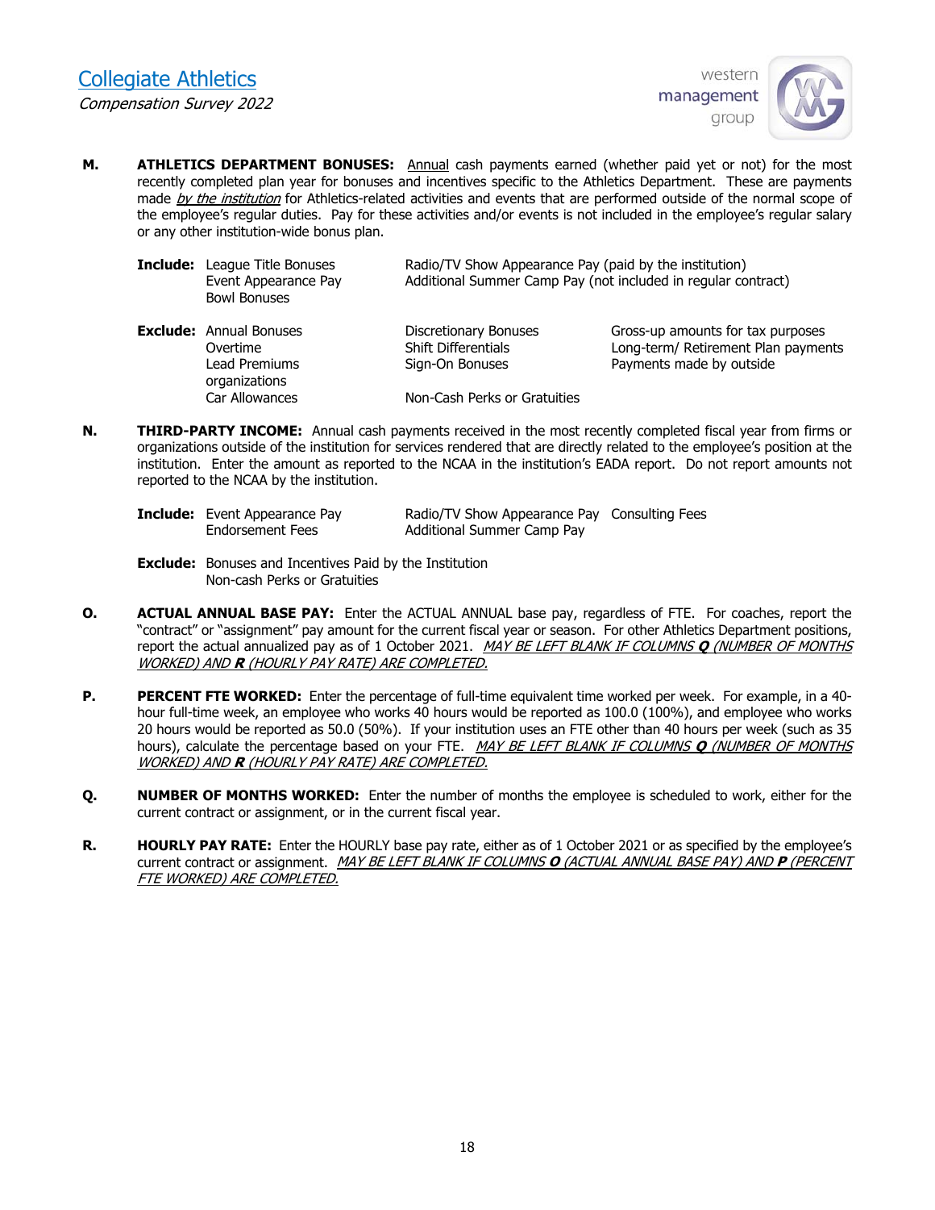**M.** **ATHLETICS DEPARTMENT BONUSES:** <u>Annual</u> cash payments earned (whether paid yet or not) for the most recently completed plan year for bonuses and incentives specific to the Athletics Department. These are payments made *<u>by the institution</u>* for Athletics-related activities and events that are performed outside of the normal scope of the employee's regular duties. Pay for these activities and/or events is not included in the employee's regular salary or any other institution-wide bonus plan.

**Include:**
- League Title Bonuses
- Event Appearance Pay
- Bowl Bonuses
- Radio/TV Show Appearance Pay (paid by the institution)
- Additional Summer Camp Pay (not included in regular contract)

**Exclude:**
- Annual Bonuses
- Overtime
- Lead Premiums
- Car Allowances
- Discretionary Bonuses
- Shift Differentials
- Sign-On Bonuses
- Non-Cash Perks or Gratuities
- Gross-up amounts for tax purposes
- Long-term/ Retirement Plan payments
- Payments made by outside organizations

**N.** **THIRD-PARTY INCOME:** Annual cash payments received in the most recently completed fiscal year from firms or organizations outside of the institution for services rendered that are directly related to the employee's position at the institution. Enter the amount as reported to the NCAA in the institution's EADA report. Do not report amounts not reported to the NCAA by the institution.

**Include:**
- Event Appearance Pay
- Endorsement Fees
- Radio/TV Show Appearance Pay
- Additional Summer Camp Pay
- Consulting Fees

**Exclude:**
- Bonuses and Incentives Paid by the Institution
- Non-cash Perks or Gratuities

**O.** **ACTUAL ANNUAL BASE PAY:** Enter the ACTUAL ANNUAL base pay, regardless of FTE. For coaches, report the "contract" or "assignment" pay amount for the current fiscal year or season. For other Athletics Department positions, report the actual annualized pay as of 1 October 2021. *<u>MAY BE LEFT BLANK IF COLUMNS **Q** (NUMBER OF MONTHS WORKED) AND **R** (HOURLY PAY RATE) ARE COMPLETED.</u>*

**P.** **PERCENT FTE WORKED:** Enter the percentage of full-time equivalent time worked per week. For example, in a 40-hour full-time week, an employee who works 40 hours would be reported as 100.0 (100%), and employee who works 20 hours would be reported as 50.0 (50%). If your institution uses an FTE other than 40 hours per week (such as 35 hours), calculate the percentage based on your FTE. *<u>MAY BE LEFT BLANK IF COLUMNS **Q** (NUMBER OF MONTHS WORKED) AND **R** (HOURLY PAY RATE) ARE COMPLETED.</u>*

**Q.** **NUMBER OF MONTHS WORKED:** Enter the number of months the employee is scheduled to work, either for the current contract or assignment, or in the current fiscal year.

**R.** **HOURLY PAY RATE:** Enter the HOURLY base pay rate, either as of 1 October 2021 or as specified by the employee's current contract or assignment. *<u>MAY BE LEFT BLANK IF COLUMNS **O** (ACTUAL ANNUAL BASE PAY) AND **P** (PERCENT FTE WORKED) ARE COMPLETED.</u>*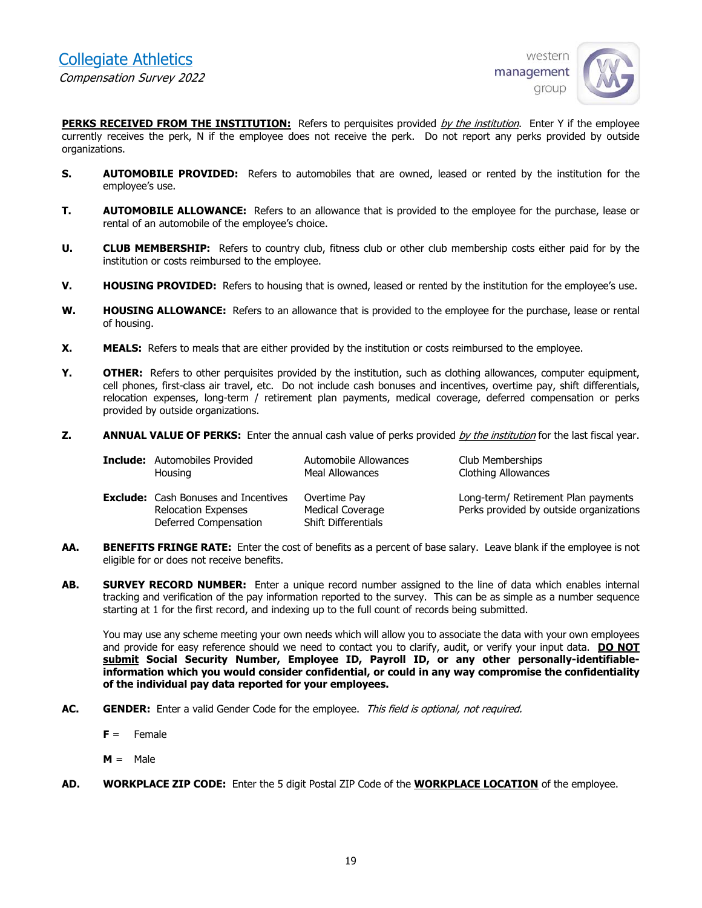**PERKS RECEIVED FROM THE INSTITUTION:** Refers to perquisites provided *by the institution*. Enter Y if the employee currently receives the perk, N if the employee does not receive the perk. Do not report any perks provided by outside organizations.

**S.** **AUTOMOBILE PROVIDED:** Refers to automobiles that are owned, leased or rented by the institution for the employee's use.

**T.** **AUTOMOBILE ALLOWANCE:** Refers to an allowance that is provided to the employee for the purchase, lease or rental of an automobile of the employee's choice.

**U.** **CLUB MEMBERSHIP:** Refers to country club, fitness club or other club membership costs either paid for by the institution or costs reimbursed to the employee.

**V.** **HOUSING PROVIDED:** Refers to housing that is owned, leased or rented by the institution for the employee's use.

**W.** **HOUSING ALLOWANCE:** Refers to an allowance that is provided to the employee for the purchase, lease or rental of housing.

**X.** **MEALS:** Refers to meals that are either provided by the institution or costs reimbursed to the employee.

**Y.** **OTHER:** Refers to other perquisites provided by the institution, such as clothing allowances, computer equipment, cell phones, first-class air travel, etc. Do not include cash bonuses and incentives, overtime pay, shift differentials, relocation expenses, long-term / retirement plan payments, medical coverage, deferred compensation or perks provided by outside organizations.

**Z.** **ANNUAL VALUE OF PERKS:** Enter the annual cash value of perks provided *by the institution* for the last fiscal year.

| | | | |
|---|---|---|---|
| **Include:** | Automobiles Provided<br>Housing | Automobile Allowances<br>Meal Allowances | Club Memberships<br>Clothing Allowances |
| **Exclude:** | Cash Bonuses and Incentives<br>Relocation Expenses<br>Deferred Compensation | Overtime Pay<br>Medical Coverage<br>Shift Differentials | Long-term/ Retirement Plan payments<br>Perks provided by outside organizations |

**AA.** **BENEFITS FRINGE RATE:** Enter the cost of benefits as a percent of base salary. Leave blank if the employee is not eligible for or does not receive benefits.

**AB.** **SURVEY RECORD NUMBER:** Enter a unique record number assigned to the line of data which enables internal tracking and verification of the pay information reported to the survey. This can be as simple as a number sequence starting at 1 for the first record, and indexing up to the full count of records being submitted.

You may use any scheme meeting your own needs which will allow you to associate the data with your own employees and provide for easy reference should we need to contact you to clarify, audit, or verify your input data. **DO NOT submit Social Security Number, Employee ID, Payroll ID, or any other personally-identifiable-information which you would consider confidential, or could in any way compromise the confidentiality of the individual pay data reported for your employees.**

**AC.** **GENDER:** Enter a valid Gender Code for the employee. *This field is optional, not required.*

**F** = Female

**M** = Male

**AD.** **WORKPLACE ZIP CODE:** Enter the 5 digit Postal ZIP Code of the **WORKPLACE LOCATION** of the employee.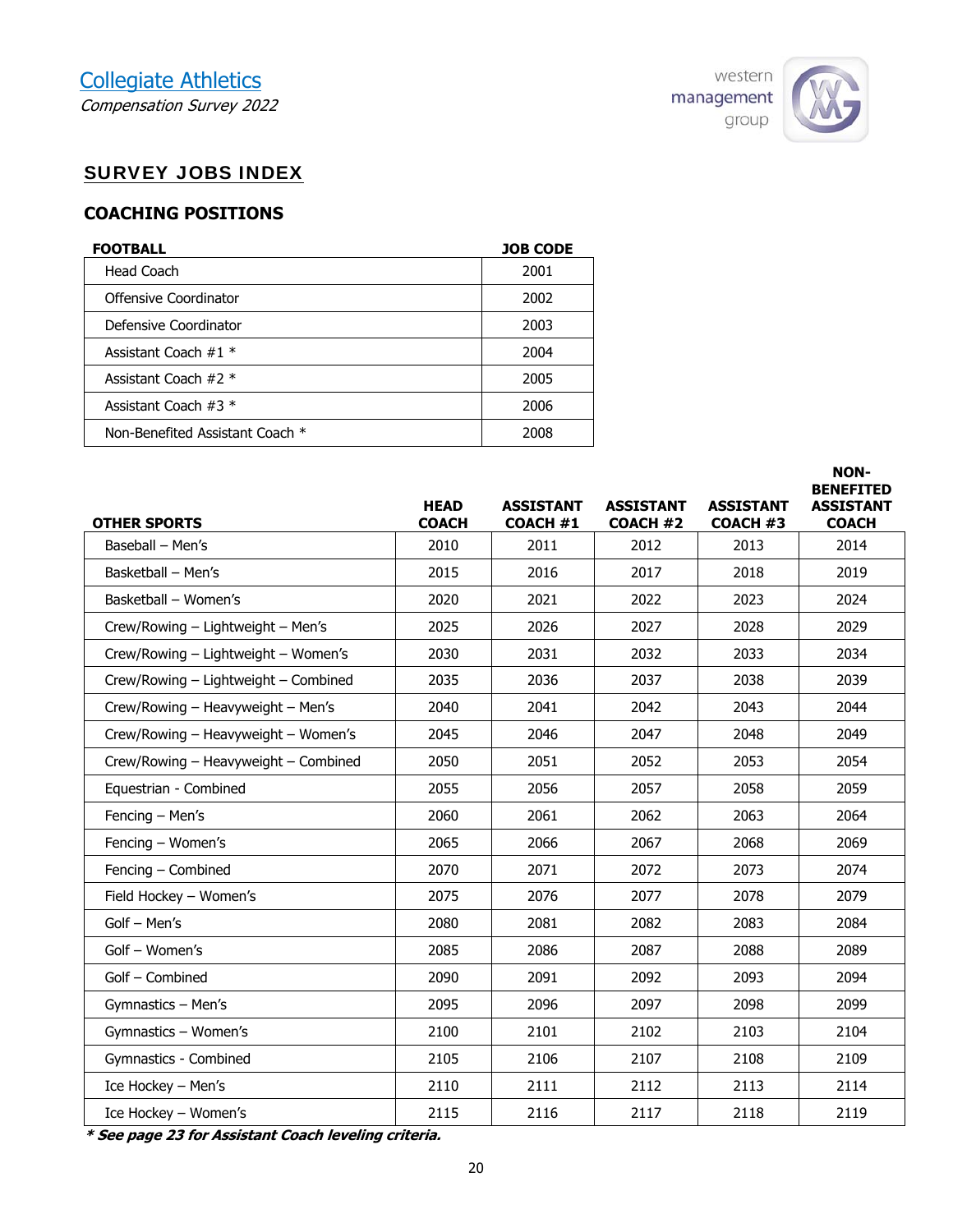Collegiate Athletics

*Compensation Survey 2022*

## SURVEY JOBS INDEX

### COACHING POSITIONS

| FOOTBALL | JOB CODE |
|---|---|
| Head Coach | 2001 |
| Offensive Coordinator | 2002 |
| Defensive Coordinator | 2003 |
| Assistant Coach #1 * | 2004 |
| Assistant Coach #2 * | 2005 |
| Assistant Coach #3 * | 2006 |
| Non-Benefited Assistant Coach * | 2008 |

| OTHER SPORTS | HEAD COACH | ASSISTANT COACH #1 | ASSISTANT COACH #2 | ASSISTANT COACH #3 | NON-BENEFITED ASSISTANT COACH |
|---|---|---|---|---|---|
| Baseball – Men's | 2010 | 2011 | 2012 | 2013 | 2014 |
| Basketball – Men's | 2015 | 2016 | 2017 | 2018 | 2019 |
| Basketball – Women's | 2020 | 2021 | 2022 | 2023 | 2024 |
| Crew/Rowing – Lightweight – Men's | 2025 | 2026 | 2027 | 2028 | 2029 |
| Crew/Rowing – Lightweight – Women's | 2030 | 2031 | 2032 | 2033 | 2034 |
| Crew/Rowing – Lightweight – Combined | 2035 | 2036 | 2037 | 2038 | 2039 |
| Crew/Rowing – Heavyweight – Men's | 2040 | 2041 | 2042 | 2043 | 2044 |
| Crew/Rowing – Heavyweight – Women's | 2045 | 2046 | 2047 | 2048 | 2049 |
| Crew/Rowing – Heavyweight – Combined | 2050 | 2051 | 2052 | 2053 | 2054 |
| Equestrian - Combined | 2055 | 2056 | 2057 | 2058 | 2059 |
| Fencing – Men's | 2060 | 2061 | 2062 | 2063 | 2064 |
| Fencing – Women's | 2065 | 2066 | 2067 | 2068 | 2069 |
| Fencing – Combined | 2070 | 2071 | 2072 | 2073 | 2074 |
| Field Hockey – Women's | 2075 | 2076 | 2077 | 2078 | 2079 |
| Golf – Men's | 2080 | 2081 | 2082 | 2083 | 2084 |
| Golf – Women's | 2085 | 2086 | 2087 | 2088 | 2089 |
| Golf – Combined | 2090 | 2091 | 2092 | 2093 | 2094 |
| Gymnastics – Men's | 2095 | 2096 | 2097 | 2098 | 2099 |
| Gymnastics – Women's | 2100 | 2101 | 2102 | 2103 | 2104 |
| Gymnastics - Combined | 2105 | 2106 | 2107 | 2108 | 2109 |
| Ice Hockey – Men's | 2110 | 2111 | 2112 | 2113 | 2114 |
| Ice Hockey – Women's | 2115 | 2116 | 2117 | 2118 | 2119 |

***\* See page 23 for Assistant Coach leveling criteria.***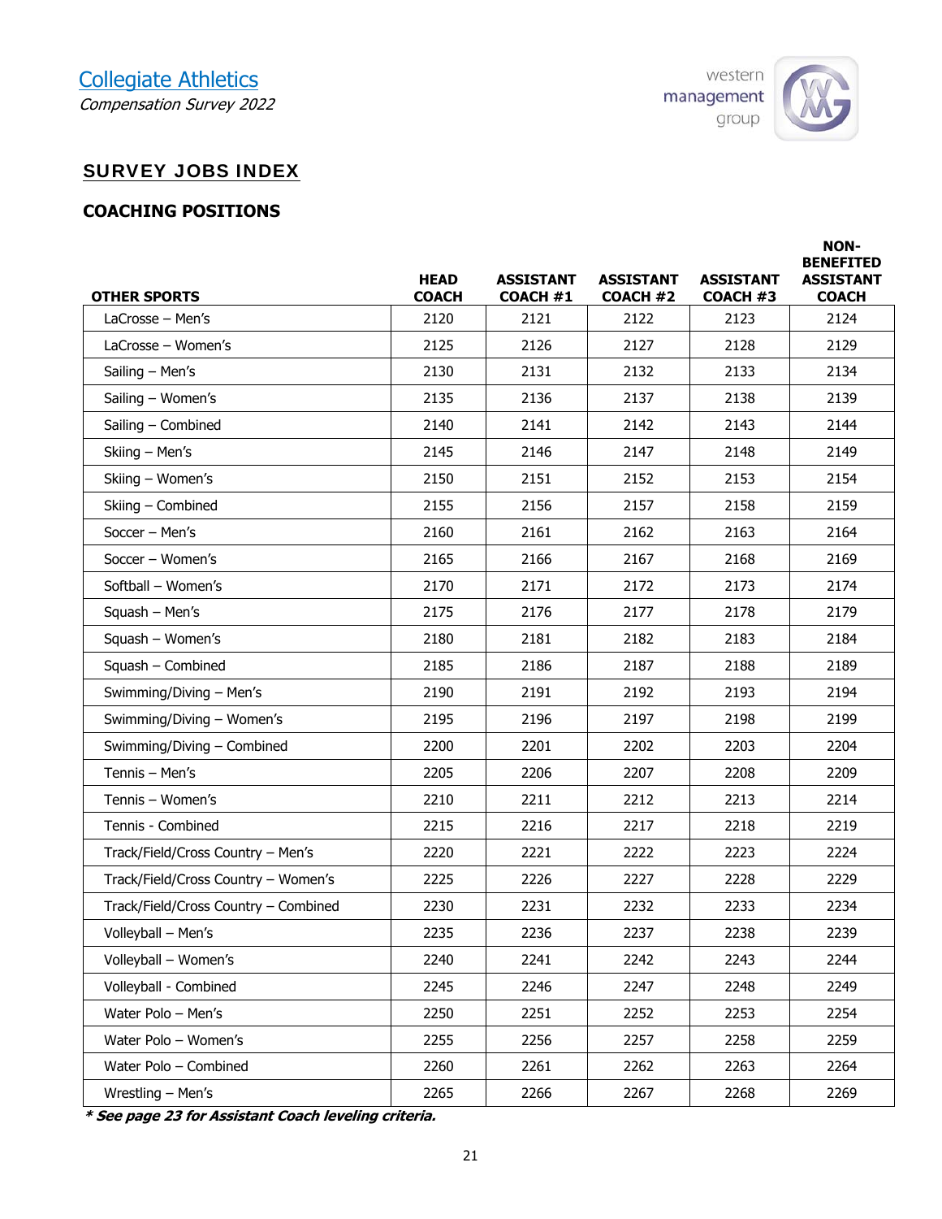# Collegiate Athletics

*Compensation Survey 2022*

## SURVEY JOBS INDEX

### COACHING POSITIONS

| OTHER SPORTS | HEAD COACH | ASSISTANT COACH #1 | ASSISTANT COACH #2 | ASSISTANT COACH #3 | NON-BENEFITED ASSISTANT COACH |
|---|---|---|---|---|---|
| LaCrosse – Men's | 2120 | 2121 | 2122 | 2123 | 2124 |
| LaCrosse – Women's | 2125 | 2126 | 2127 | 2128 | 2129 |
| Sailing – Men's | 2130 | 2131 | 2132 | 2133 | 2134 |
| Sailing – Women's | 2135 | 2136 | 2137 | 2138 | 2139 |
| Sailing – Combined | 2140 | 2141 | 2142 | 2143 | 2144 |
| Skiing – Men's | 2145 | 2146 | 2147 | 2148 | 2149 |
| Skiing – Women's | 2150 | 2151 | 2152 | 2153 | 2154 |
| Skiing – Combined | 2155 | 2156 | 2157 | 2158 | 2159 |
| Soccer – Men's | 2160 | 2161 | 2162 | 2163 | 2164 |
| Soccer – Women's | 2165 | 2166 | 2167 | 2168 | 2169 |
| Softball – Women's | 2170 | 2171 | 2172 | 2173 | 2174 |
| Squash – Men's | 2175 | 2176 | 2177 | 2178 | 2179 |
| Squash – Women's | 2180 | 2181 | 2182 | 2183 | 2184 |
| Squash – Combined | 2185 | 2186 | 2187 | 2188 | 2189 |
| Swimming/Diving – Men's | 2190 | 2191 | 2192 | 2193 | 2194 |
| Swimming/Diving – Women's | 2195 | 2196 | 2197 | 2198 | 2199 |
| Swimming/Diving – Combined | 2200 | 2201 | 2202 | 2203 | 2204 |
| Tennis – Men's | 2205 | 2206 | 2207 | 2208 | 2209 |
| Tennis – Women's | 2210 | 2211 | 2212 | 2213 | 2214 |
| Tennis - Combined | 2215 | 2216 | 2217 | 2218 | 2219 |
| Track/Field/Cross Country – Men's | 2220 | 2221 | 2222 | 2223 | 2224 |
| Track/Field/Cross Country – Women's | 2225 | 2226 | 2227 | 2228 | 2229 |
| Track/Field/Cross Country – Combined | 2230 | 2231 | 2232 | 2233 | 2234 |
| Volleyball – Men's | 2235 | 2236 | 2237 | 2238 | 2239 |
| Volleyball – Women's | 2240 | 2241 | 2242 | 2243 | 2244 |
| Volleyball - Combined | 2245 | 2246 | 2247 | 2248 | 2249 |
| Water Polo – Men's | 2250 | 2251 | 2252 | 2253 | 2254 |
| Water Polo – Women's | 2255 | 2256 | 2257 | 2258 | 2259 |
| Water Polo – Combined | 2260 | 2261 | 2262 | 2263 | 2264 |
| Wrestling – Men's | 2265 | 2266 | 2267 | 2268 | 2269 |

***\* See page 23 for Assistant Coach leveling criteria.***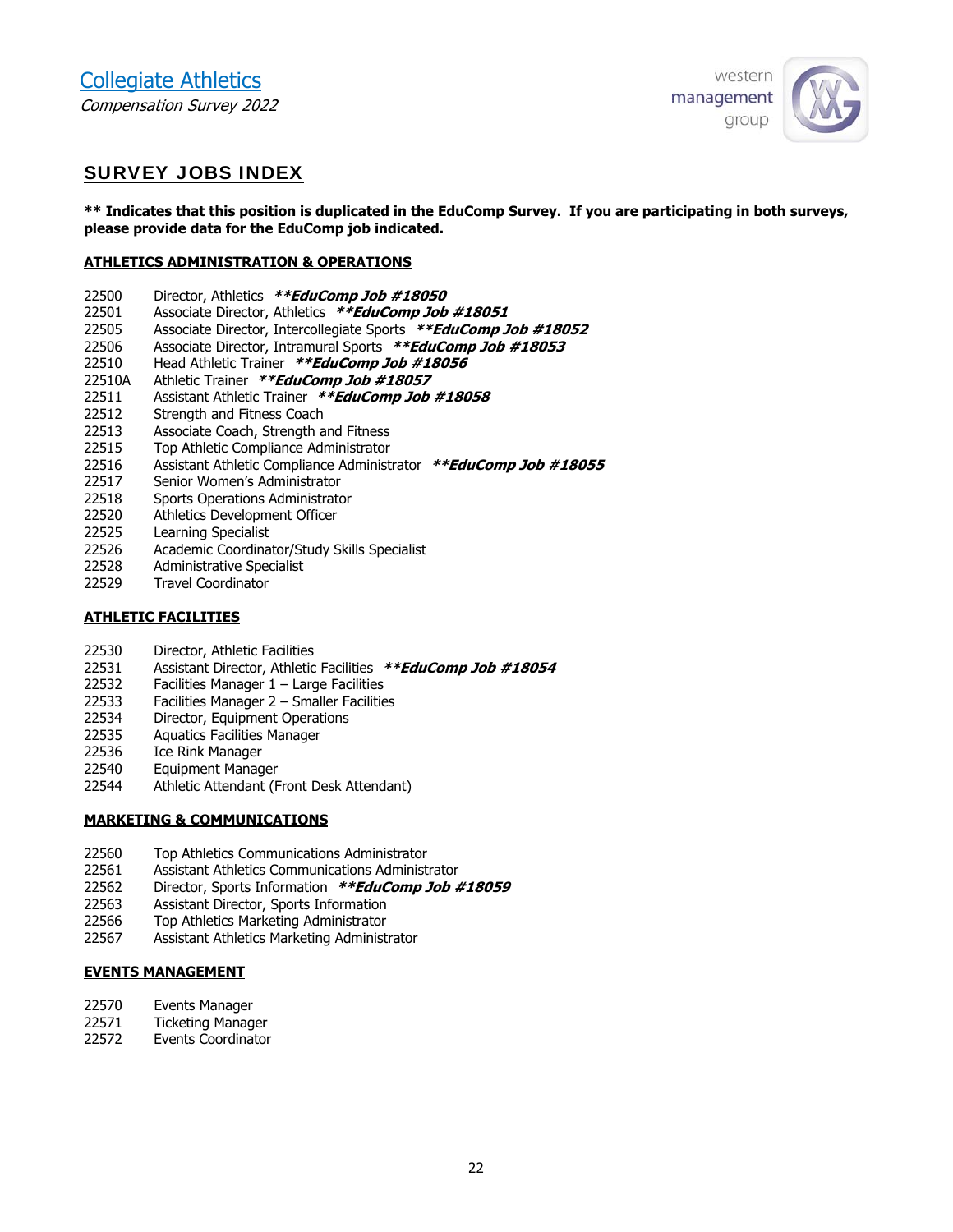# SURVEY JOBS INDEX

**** Indicates that this position is duplicated in the EduComp Survey. If you are participating in both surveys, please provide data for the EduComp job indicated.**

## ATHLETICS ADMINISTRATION & OPERATIONS

22500 Director, Athletics ***\*\*EduComp Job #18050***
22501 Associate Director, Athletics ***\*\*EduComp Job #18051***
22505 Associate Director, Intercollegiate Sports ***\*\*EduComp Job #18052***
22506 Associate Director, Intramural Sports ***\*\*EduComp Job #18053***
22510 Head Athletic Trainer ***\*\*EduComp Job #18056***
22510A Athletic Trainer ***\*\*EduComp Job #18057***
22511 Assistant Athletic Trainer ***\*\*EduComp Job #18058***
22512 Strength and Fitness Coach
22513 Associate Coach, Strength and Fitness
22515 Top Athletic Compliance Administrator
22516 Assistant Athletic Compliance Administrator ***\*\*EduComp Job #18055***
22517 Senior Women's Administrator
22518 Sports Operations Administrator
22520 Athletics Development Officer
22525 Learning Specialist
22526 Academic Coordinator/Study Skills Specialist
22528 Administrative Specialist
22529 Travel Coordinator

## ATHLETIC FACILITIES

22530 Director, Athletic Facilities
22531 Assistant Director, Athletic Facilities ***\*\*EduComp Job #18054***
22532 Facilities Manager 1 – Large Facilities
22533 Facilities Manager 2 – Smaller Facilities
22534 Director, Equipment Operations
22535 Aquatics Facilities Manager
22536 Ice Rink Manager
22540 Equipment Manager
22544 Athletic Attendant (Front Desk Attendant)

## MARKETING & COMMUNICATIONS

22560 Top Athletics Communications Administrator
22561 Assistant Athletics Communications Administrator
22562 Director, Sports Information ***\*\*EduComp Job #18059***
22563 Assistant Director, Sports Information
22566 Top Athletics Marketing Administrator
22567 Assistant Athletics Marketing Administrator

## EVENTS MANAGEMENT

22570 Events Manager
22571 Ticketing Manager
22572 Events Coordinator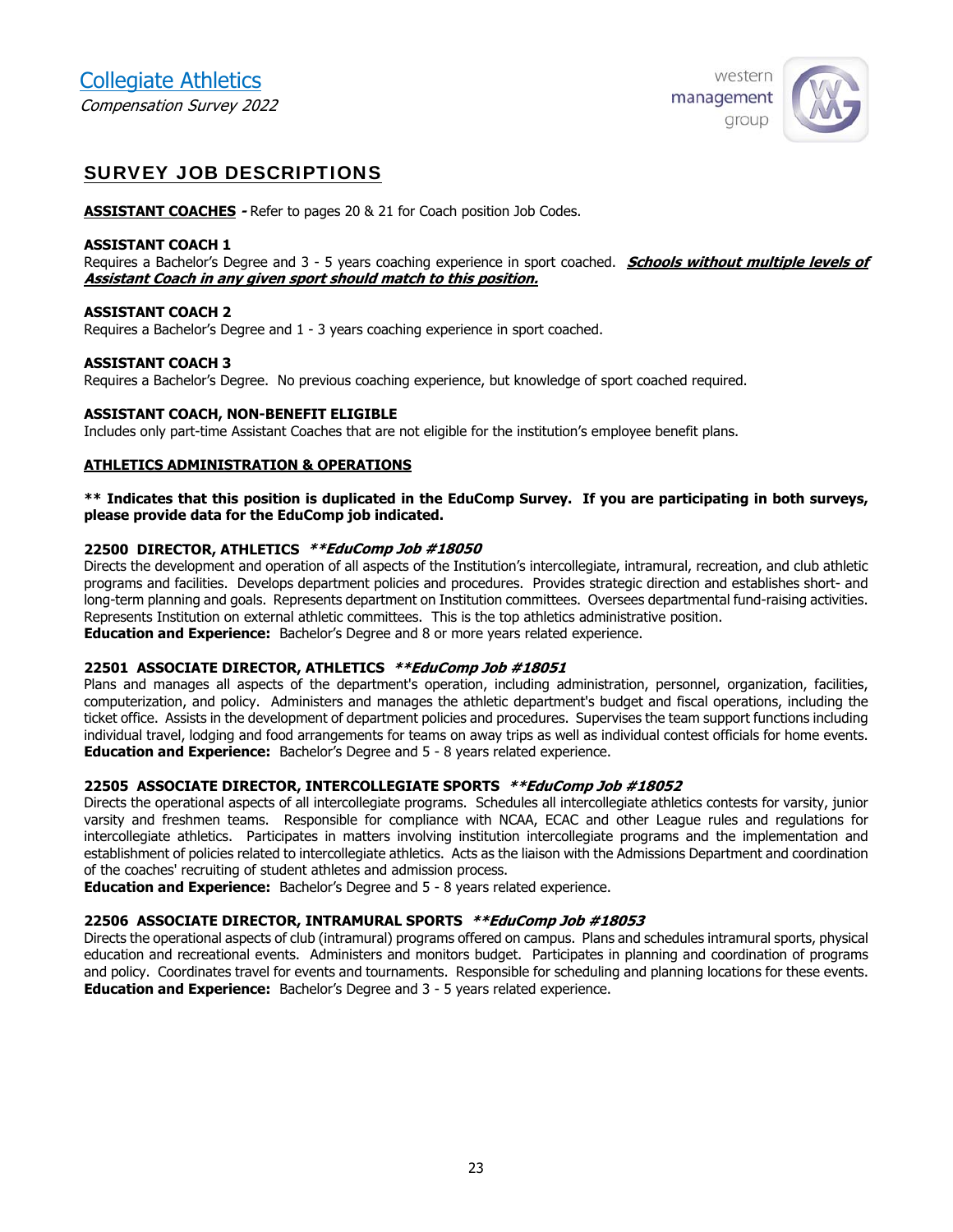## SURVEY JOB DESCRIPTIONS

**ASSISTANT COACHES -** Refer to pages 20 & 21 for Coach position Job Codes.

**ASSISTANT COACH 1**
Requires a Bachelor's Degree and 3 - 5 years coaching experience in sport coached. ***Schools without multiple levels of Assistant Coach in any given sport should match to this position.***

**ASSISTANT COACH 2**
Requires a Bachelor's Degree and 1 - 3 years coaching experience in sport coached.

**ASSISTANT COACH 3**
Requires a Bachelor's Degree. No previous coaching experience, but knowledge of sport coached required.

**ASSISTANT COACH, NON-BENEFIT ELIGIBLE**
Includes only part-time Assistant Coaches that are not eligible for the institution's employee benefit plans.

**ATHLETICS ADMINISTRATION & OPERATIONS**

**\*\* Indicates that this position is duplicated in the EduComp Survey. If you are participating in both surveys, please provide data for the EduComp job indicated.**

**22500 DIRECTOR, ATHLETICS** ***\*\*EduComp Job #18050***
Directs the development and operation of all aspects of the Institution's intercollegiate, intramural, recreation, and club athletic programs and facilities. Develops department policies and procedures. Provides strategic direction and establishes short- and long-term planning and goals. Represents department on Institution committees. Oversees departmental fund-raising activities. Represents Institution on external athletic committees. This is the top athletics administrative position.
**Education and Experience:** Bachelor's Degree and 8 or more years related experience.

**22501 ASSOCIATE DIRECTOR, ATHLETICS** ***\*\*EduComp Job #18051***
Plans and manages all aspects of the department's operation, including administration, personnel, organization, facilities, computerization, and policy. Administers and manages the athletic department's budget and fiscal operations, including the ticket office. Assists in the development of department policies and procedures. Supervises the team support functions including individual travel, lodging and food arrangements for teams on away trips as well as individual contest officials for home events.
**Education and Experience:** Bachelor's Degree and 5 - 8 years related experience.

**22505 ASSOCIATE DIRECTOR, INTERCOLLEGIATE SPORTS** ***\*\*EduComp Job #18052***
Directs the operational aspects of all intercollegiate programs. Schedules all intercollegiate athletics contests for varsity, junior varsity and freshmen teams. Responsible for compliance with NCAA, ECAC and other League rules and regulations for intercollegiate athletics. Participates in matters involving institution intercollegiate programs and the implementation and establishment of policies related to intercollegiate athletics. Acts as the liaison with the Admissions Department and coordination of the coaches' recruiting of student athletes and admission process.
**Education and Experience:** Bachelor's Degree and 5 - 8 years related experience.

**22506 ASSOCIATE DIRECTOR, INTRAMURAL SPORTS** ***\*\*EduComp Job #18053***
Directs the operational aspects of club (intramural) programs offered on campus. Plans and schedules intramural sports, physical education and recreational events. Administers and monitors budget. Participates in planning and coordination of programs and policy. Coordinates travel for events and tournaments. Responsible for scheduling and planning locations for these events.
**Education and Experience:** Bachelor's Degree and 3 - 5 years related experience.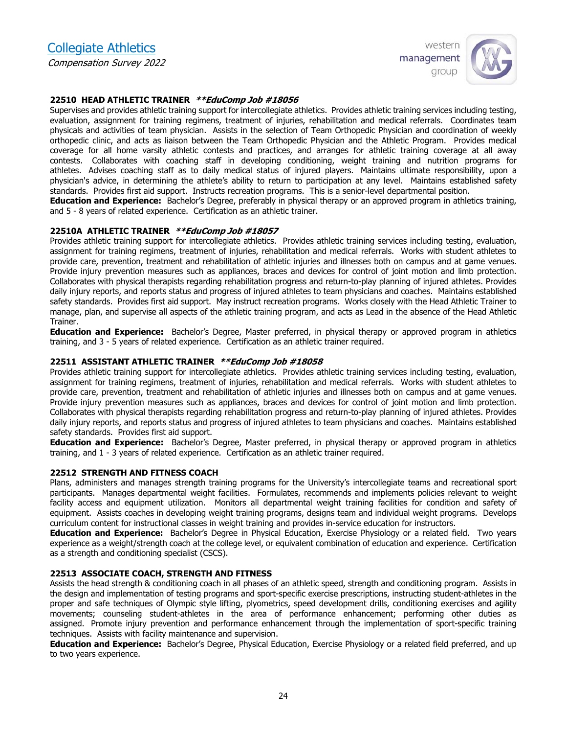### 22510 HEAD ATHLETIC TRAINER ***EduComp Job #18056*

Supervises and provides athletic training support for intercollegiate athletics. Provides athletic training services including testing, evaluation, assignment for training regimens, treatment of injuries, rehabilitation and medical referrals. Coordinates team physicals and activities of team physician. Assists in the selection of Team Orthopedic Physician and coordination of weekly orthopedic clinic, and acts as liaison between the Team Orthopedic Physician and the Athletic Program. Provides medical coverage for all home varsity athletic contests and practices, and arranges for athletic training coverage at all away contests. Collaborates with coaching staff in developing conditioning, weight training and nutrition programs for athletes. Advises coaching staff as to daily medical status of injured players. Maintains ultimate responsibility, upon a physician's advice, in determining the athlete's ability to return to participation at any level. Maintains established safety standards. Provides first aid support. Instructs recreation programs. This is a senior-level departmental position.

**Education and Experience:** Bachelor's Degree, preferably in physical therapy or an approved program in athletics training, and 5 - 8 years of related experience. Certification as an athletic trainer.

### 22510A ATHLETIC TRAINER ***EduComp Job #18057*

Provides athletic training support for intercollegiate athletics. Provides athletic training services including testing, evaluation, assignment for training regimens, treatment of injuries, rehabilitation and medical referrals. Works with student athletes to provide care, prevention, treatment and rehabilitation of athletic injuries and illnesses both on campus and at game venues. Provide injury prevention measures such as appliances, braces and devices for control of joint motion and limb protection. Collaborates with physical therapists regarding rehabilitation progress and return-to-play planning of injured athletes. Provides daily injury reports, and reports status and progress of injured athletes to team physicians and coaches. Maintains established safety standards. Provides first aid support. May instruct recreation programs. Works closely with the Head Athletic Trainer to manage, plan, and supervise all aspects of the athletic training program, and acts as Lead in the absence of the Head Athletic Trainer.

**Education and Experience:** Bachelor's Degree, Master preferred, in physical therapy or approved program in athletics training, and 3 - 5 years of related experience. Certification as an athletic trainer required.

### 22511 ASSISTANT ATHLETIC TRAINER ***EduComp Job #18058*

Provides athletic training support for intercollegiate athletics. Provides athletic training services including testing, evaluation, assignment for training regimens, treatment of injuries, rehabilitation and medical referrals. Works with student athletes to provide care, prevention, treatment and rehabilitation of athletic injuries and illnesses both on campus and at game venues. Provide injury prevention measures such as appliances, braces and devices for control of joint motion and limb protection. Collaborates with physical therapists regarding rehabilitation progress and return-to-play planning of injured athletes. Provides daily injury reports, and reports status and progress of injured athletes to team physicians and coaches. Maintains established safety standards. Provides first aid support.

**Education and Experience:** Bachelor's Degree, Master preferred, in physical therapy or approved program in athletics training, and 1 - 3 years of related experience. Certification as an athletic trainer required.

### 22512 STRENGTH AND FITNESS COACH

Plans, administers and manages strength training programs for the University's intercollegiate teams and recreational sport participants. Manages departmental weight facilities. Formulates, recommends and implements policies relevant to weight facility access and equipment utilization. Monitors all departmental weight training facilities for condition and safety of equipment. Assists coaches in developing weight training programs, designs team and individual weight programs. Develops curriculum content for instructional classes in weight training and provides in-service education for instructors.

**Education and Experience:** Bachelor's Degree in Physical Education, Exercise Physiology or a related field. Two years experience as a weight/strength coach at the college level, or equivalent combination of education and experience. Certification as a strength and conditioning specialist (CSCS).

### 22513 ASSOCIATE COACH, STRENGTH AND FITNESS

Assists the head strength & conditioning coach in all phases of an athletic speed, strength and conditioning program. Assists in the design and implementation of testing programs and sport-specific exercise prescriptions, instructing student-athletes in the proper and safe techniques of Olympic style lifting, plyometrics, speed development drills, conditioning exercises and agility movements; counseling student-athletes in the area of performance enhancement; performing other duties as assigned. Promote injury prevention and performance enhancement through the implementation of sport-specific training techniques. Assists with facility maintenance and supervision.

**Education and Experience:** Bachelor's Degree, Physical Education, Exercise Physiology or a related field preferred, and up to two years experience.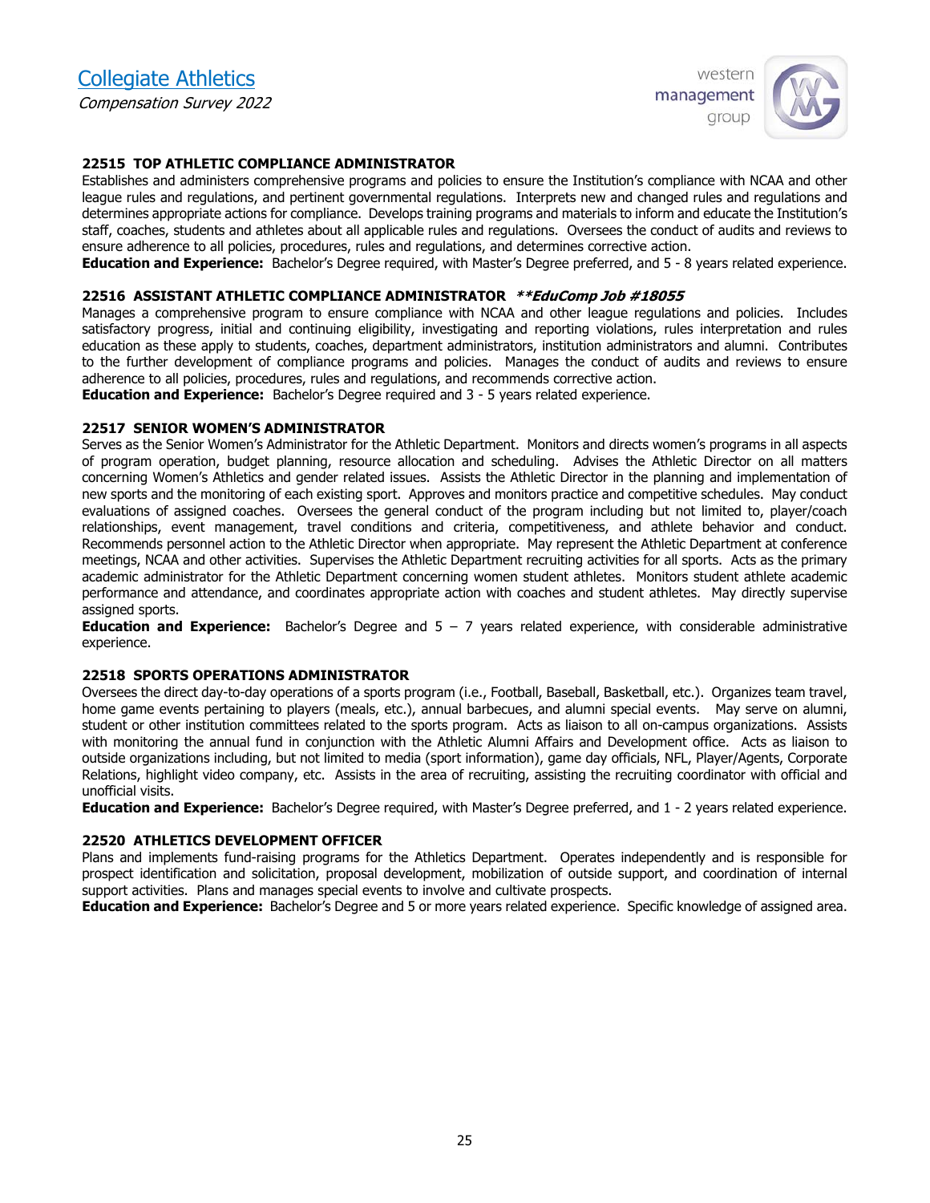#### 22515 TOP ATHLETIC COMPLIANCE ADMINISTRATOR

Establishes and administers comprehensive programs and policies to ensure the Institution's compliance with NCAA and other league rules and regulations, and pertinent governmental regulations. Interprets new and changed rules and regulations and determines appropriate actions for compliance. Develops training programs and materials to inform and educate the Institution's staff, coaches, students and athletes about all applicable rules and regulations. Oversees the conduct of audits and reviews to ensure adherence to all policies, procedures, rules and regulations, and determines corrective action.

**Education and Experience:** Bachelor's Degree required, with Master's Degree preferred, and 5 - 8 years related experience.

#### 22516 ASSISTANT ATHLETIC COMPLIANCE ADMINISTRATOR ***\*\*EduComp Job #18055***

Manages a comprehensive program to ensure compliance with NCAA and other league regulations and policies. Includes satisfactory progress, initial and continuing eligibility, investigating and reporting violations, rules interpretation and rules education as these apply to students, coaches, department administrators, institution administrators and alumni. Contributes to the further development of compliance programs and policies. Manages the conduct of audits and reviews to ensure adherence to all policies, procedures, rules and regulations, and recommends corrective action.

**Education and Experience:** Bachelor's Degree required and 3 - 5 years related experience.

#### 22517 SENIOR WOMEN'S ADMINISTRATOR

Serves as the Senior Women's Administrator for the Athletic Department. Monitors and directs women's programs in all aspects of program operation, budget planning, resource allocation and scheduling. Advises the Athletic Director on all matters concerning Women's Athletics and gender related issues. Assists the Athletic Director in the planning and implementation of new sports and the monitoring of each existing sport. Approves and monitors practice and competitive schedules. May conduct evaluations of assigned coaches. Oversees the general conduct of the program including but not limited to, player/coach relationships, event management, travel conditions and criteria, competitiveness, and athlete behavior and conduct. Recommends personnel action to the Athletic Director when appropriate. May represent the Athletic Department at conference meetings, NCAA and other activities. Supervises the Athletic Department recruiting activities for all sports. Acts as the primary academic administrator for the Athletic Department concerning women student athletes. Monitors student athlete academic performance and attendance, and coordinates appropriate action with coaches and student athletes. May directly supervise assigned sports.

**Education and Experience:** Bachelor's Degree and 5 – 7 years related experience, with considerable administrative experience.

#### 22518 SPORTS OPERATIONS ADMINISTRATOR

Oversees the direct day-to-day operations of a sports program (i.e., Football, Baseball, Basketball, etc.). Organizes team travel, home game events pertaining to players (meals, etc.), annual barbecues, and alumni special events. May serve on alumni, student or other institution committees related to the sports program. Acts as liaison to all on-campus organizations. Assists with monitoring the annual fund in conjunction with the Athletic Alumni Affairs and Development office. Acts as liaison to outside organizations including, but not limited to media (sport information), game day officials, NFL, Player/Agents, Corporate Relations, highlight video company, etc. Assists in the area of recruiting, assisting the recruiting coordinator with official and unofficial visits.

**Education and Experience:** Bachelor's Degree required, with Master's Degree preferred, and 1 - 2 years related experience.

#### 22520 ATHLETICS DEVELOPMENT OFFICER

Plans and implements fund-raising programs for the Athletics Department. Operates independently and is responsible for prospect identification and solicitation, proposal development, mobilization of outside support, and coordination of internal support activities. Plans and manages special events to involve and cultivate prospects.

**Education and Experience:** Bachelor's Degree and 5 or more years related experience. Specific knowledge of assigned area.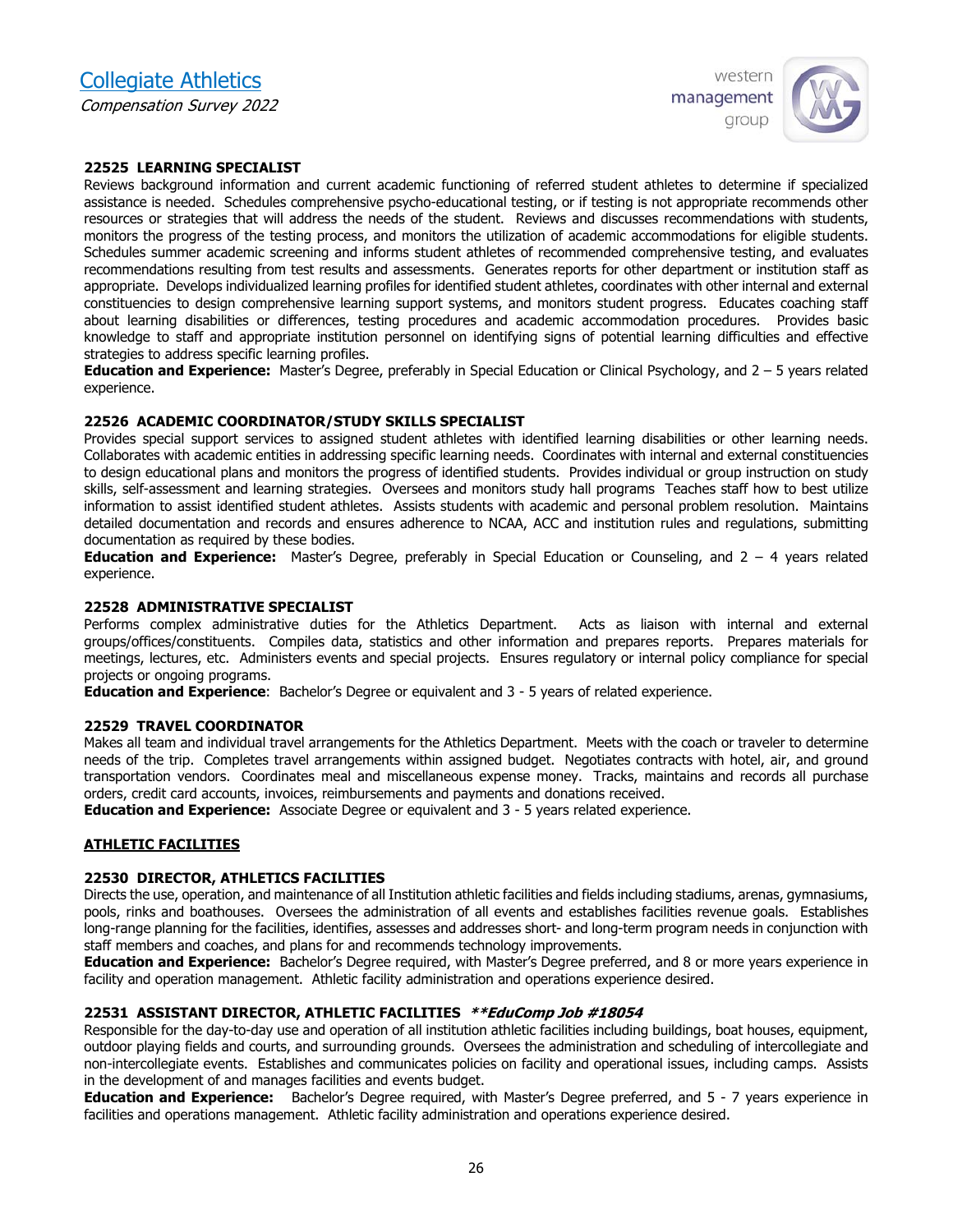### 22525 LEARNING SPECIALIST

Reviews background information and current academic functioning of referred student athletes to determine if specialized assistance is needed. Schedules comprehensive psycho-educational testing, or if testing is not appropriate recommends other resources or strategies that will address the needs of the student. Reviews and discusses recommendations with students, monitors the progress of the testing process, and monitors the utilization of academic accommodations for eligible students. Schedules summer academic screening and informs student athletes of recommended comprehensive testing, and evaluates recommendations resulting from test results and assessments. Generates reports for other department or institution staff as appropriate. Develops individualized learning profiles for identified student athletes, coordinates with other internal and external constituencies to design comprehensive learning support systems, and monitors student progress. Educates coaching staff about learning disabilities or differences, testing procedures and academic accommodation procedures. Provides basic knowledge to staff and appropriate institution personnel on identifying signs of potential learning difficulties and effective strategies to address specific learning profiles.

**Education and Experience:** Master's Degree, preferably in Special Education or Clinical Psychology, and 2 – 5 years related experience.

### 22526 ACADEMIC COORDINATOR/STUDY SKILLS SPECIALIST

Provides special support services to assigned student athletes with identified learning disabilities or other learning needs. Collaborates with academic entities in addressing specific learning needs. Coordinates with internal and external constituencies to design educational plans and monitors the progress of identified students. Provides individual or group instruction on study skills, self-assessment and learning strategies. Oversees and monitors study hall programs Teaches staff how to best utilize information to assist identified student athletes. Assists students with academic and personal problem resolution. Maintains detailed documentation and records and ensures adherence to NCAA, ACC and institution rules and regulations, submitting documentation as required by these bodies.

**Education and Experience:** Master's Degree, preferably in Special Education or Counseling, and 2 – 4 years related experience.

### 22528 ADMINISTRATIVE SPECIALIST

Performs complex administrative duties for the Athletics Department. Acts as liaison with internal and external groups/offices/constituents. Compiles data, statistics and other information and prepares reports. Prepares materials for meetings, lectures, etc. Administers events and special projects. Ensures regulatory or internal policy compliance for special projects or ongoing programs.

**Education and Experience**: Bachelor's Degree or equivalent and 3 - 5 years of related experience.

### 22529 TRAVEL COORDINATOR

Makes all team and individual travel arrangements for the Athletics Department. Meets with the coach or traveler to determine needs of the trip. Completes travel arrangements within assigned budget. Negotiates contracts with hotel, air, and ground transportation vendors. Coordinates meal and miscellaneous expense money. Tracks, maintains and records all purchase orders, credit card accounts, invoices, reimbursements and payments and donations received.

**Education and Experience:** Associate Degree or equivalent and 3 - 5 years related experience.

## ATHLETIC FACILITIES

### 22530 DIRECTOR, ATHLETICS FACILITIES

Directs the use, operation, and maintenance of all Institution athletic facilities and fields including stadiums, arenas, gymnasiums, pools, rinks and boathouses. Oversees the administration of all events and establishes facilities revenue goals. Establishes long-range planning for the facilities, identifies, assesses and addresses short- and long-term program needs in conjunction with staff members and coaches, and plans for and recommends technology improvements.

**Education and Experience:** Bachelor's Degree required, with Master's Degree preferred, and 8 or more years experience in facility and operation management. Athletic facility administration and operations experience desired.

### 22531 ASSISTANT DIRECTOR, ATHLETIC FACILITIES ***\*\*EduComp Job #18054***

Responsible for the day-to-day use and operation of all institution athletic facilities including buildings, boat houses, equipment, outdoor playing fields and courts, and surrounding grounds. Oversees the administration and scheduling of intercollegiate and non-intercollegiate events. Establishes and communicates policies on facility and operational issues, including camps. Assists in the development of and manages facilities and events budget.

**Education and Experience:** Bachelor's Degree required, with Master's Degree preferred, and 5 - 7 years experience in facilities and operations management. Athletic facility administration and operations experience desired.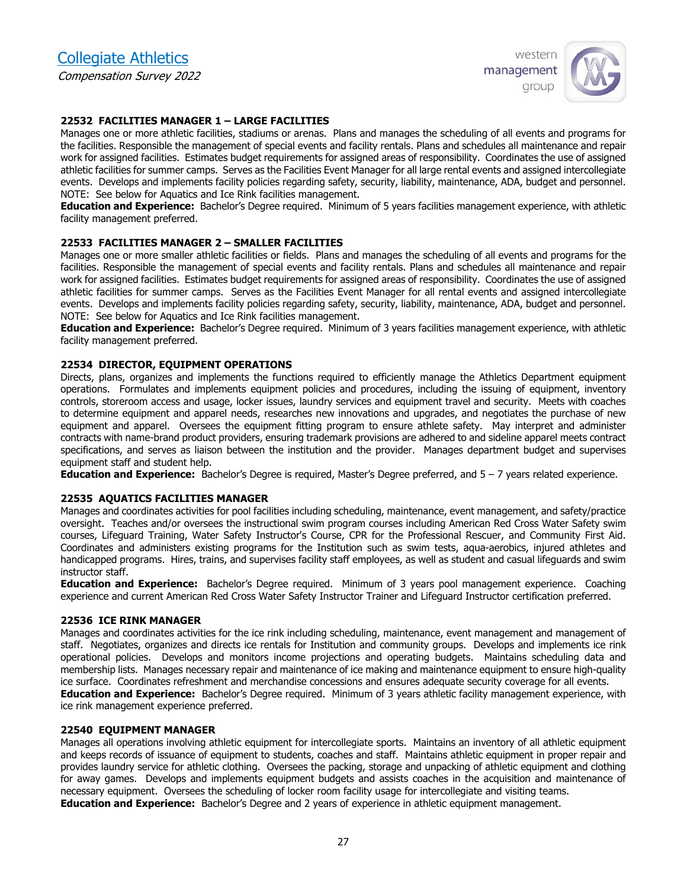### 22532 FACILITIES MANAGER 1 – LARGE FACILITIES

Manages one or more athletic facilities, stadiums or arenas. Plans and manages the scheduling of all events and programs for the facilities. Responsible the management of special events and facility rentals. Plans and schedules all maintenance and repair work for assigned facilities. Estimates budget requirements for assigned areas of responsibility. Coordinates the use of assigned athletic facilities for summer camps. Serves as the Facilities Event Manager for all large rental events and assigned intercollegiate events. Develops and implements facility policies regarding safety, security, liability, maintenance, ADA, budget and personnel. NOTE: See below for Aquatics and Ice Rink facilities management.

**Education and Experience:** Bachelor's Degree required. Minimum of 5 years facilities management experience, with athletic facility management preferred.

### 22533 FACILITIES MANAGER 2 – SMALLER FACILITIES

Manages one or more smaller athletic facilities or fields. Plans and manages the scheduling of all events and programs for the facilities. Responsible the management of special events and facility rentals. Plans and schedules all maintenance and repair work for assigned facilities. Estimates budget requirements for assigned areas of responsibility. Coordinates the use of assigned athletic facilities for summer camps. Serves as the Facilities Event Manager for all rental events and assigned intercollegiate events. Develops and implements facility policies regarding safety, security, liability, maintenance, ADA, budget and personnel. NOTE: See below for Aquatics and Ice Rink facilities management.

**Education and Experience:** Bachelor's Degree required. Minimum of 3 years facilities management experience, with athletic facility management preferred.

### 22534 DIRECTOR, EQUIPMENT OPERATIONS

Directs, plans, organizes and implements the functions required to efficiently manage the Athletics Department equipment operations. Formulates and implements equipment policies and procedures, including the issuing of equipment, inventory controls, storeroom access and usage, locker issues, laundry services and equipment travel and security. Meets with coaches to determine equipment and apparel needs, researches new innovations and upgrades, and negotiates the purchase of new equipment and apparel. Oversees the equipment fitting program to ensure athlete safety. May interpret and administer contracts with name-brand product providers, ensuring trademark provisions are adhered to and sideline apparel meets contract specifications, and serves as liaison between the institution and the provider. Manages department budget and supervises equipment staff and student help.

**Education and Experience:** Bachelor's Degree is required, Master's Degree preferred, and 5 – 7 years related experience.

### 22535 AQUATICS FACILITIES MANAGER

Manages and coordinates activities for pool facilities including scheduling, maintenance, event management, and safety/practice oversight. Teaches and/or oversees the instructional swim program courses including American Red Cross Water Safety swim courses, Lifeguard Training, Water Safety Instructor's Course, CPR for the Professional Rescuer, and Community First Aid. Coordinates and administers existing programs for the Institution such as swim tests, aqua-aerobics, injured athletes and handicapped programs. Hires, trains, and supervises facility staff employees, as well as student and casual lifeguards and swim instructor staff.

**Education and Experience:** Bachelor's Degree required. Minimum of 3 years pool management experience. Coaching experience and current American Red Cross Water Safety Instructor Trainer and Lifeguard Instructor certification preferred.

### 22536 ICE RINK MANAGER

Manages and coordinates activities for the ice rink including scheduling, maintenance, event management and management of staff. Negotiates, organizes and directs ice rentals for Institution and community groups. Develops and implements ice rink operational policies. Develops and monitors income projections and operating budgets. Maintains scheduling data and membership lists. Manages necessary repair and maintenance of ice making and maintenance equipment to ensure high-quality ice surface. Coordinates refreshment and merchandise concessions and ensures adequate security coverage for all events.

**Education and Experience:** Bachelor's Degree required. Minimum of 3 years athletic facility management experience, with ice rink management experience preferred.

### 22540 EQUIPMENT MANAGER

Manages all operations involving athletic equipment for intercollegiate sports. Maintains an inventory of all athletic equipment and keeps records of issuance of equipment to students, coaches and staff. Maintains athletic equipment in proper repair and provides laundry service for athletic clothing. Oversees the packing, storage and unpacking of athletic equipment and clothing for away games. Develops and implements equipment budgets and assists coaches in the acquisition and maintenance of necessary equipment. Oversees the scheduling of locker room facility usage for intercollegiate and visiting teams.

**Education and Experience:** Bachelor's Degree and 2 years of experience in athletic equipment management.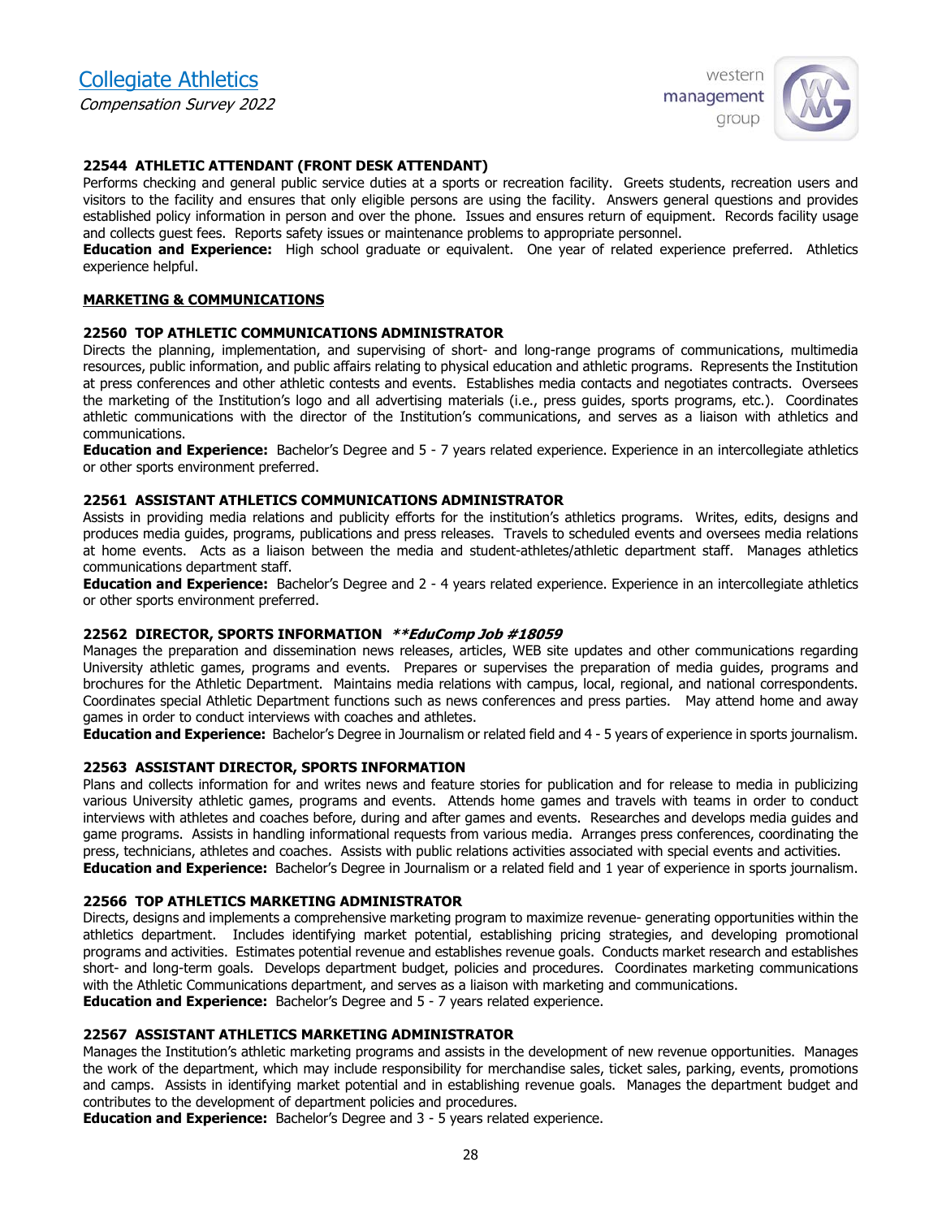#### 22544 ATHLETIC ATTENDANT (FRONT DESK ATTENDANT)

Performs checking and general public service duties at a sports or recreation facility. Greets students, recreation users and visitors to the facility and ensures that only eligible persons are using the facility. Answers general questions and provides established policy information in person and over the phone. Issues and ensures return of equipment. Records facility usage and collects guest fees. Reports safety issues or maintenance problems to appropriate personnel.

**Education and Experience:** High school graduate or equivalent. One year of related experience preferred. Athletics experience helpful.

## MARKETING & COMMUNICATIONS

#### 22560 TOP ATHLETIC COMMUNICATIONS ADMINISTRATOR

Directs the planning, implementation, and supervising of short- and long-range programs of communications, multimedia resources, public information, and public affairs relating to physical education and athletic programs. Represents the Institution at press conferences and other athletic contests and events. Establishes media contacts and negotiates contracts. Oversees the marketing of the Institution's logo and all advertising materials (i.e., press guides, sports programs, etc.). Coordinates athletic communications with the director of the Institution's communications, and serves as a liaison with athletics and communications.

**Education and Experience:** Bachelor's Degree and 5 - 7 years related experience. Experience in an intercollegiate athletics or other sports environment preferred.

#### 22561 ASSISTANT ATHLETICS COMMUNICATIONS ADMINISTRATOR

Assists in providing media relations and publicity efforts for the institution's athletics programs. Writes, edits, designs and produces media guides, programs, publications and press releases. Travels to scheduled events and oversees media relations at home events. Acts as a liaison between the media and student-athletes/athletic department staff. Manages athletics communications department staff.

**Education and Experience:** Bachelor's Degree and 2 - 4 years related experience. Experience in an intercollegiate athletics or other sports environment preferred.

#### 22562 DIRECTOR, SPORTS INFORMATION ***\*\*EduComp Job #18059***

Manages the preparation and dissemination news releases, articles, WEB site updates and other communications regarding University athletic games, programs and events. Prepares or supervises the preparation of media guides, programs and brochures for the Athletic Department. Maintains media relations with campus, local, regional, and national correspondents. Coordinates special Athletic Department functions such as news conferences and press parties. May attend home and away games in order to conduct interviews with coaches and athletes.

**Education and Experience:** Bachelor's Degree in Journalism or related field and 4 - 5 years of experience in sports journalism.

#### 22563 ASSISTANT DIRECTOR, SPORTS INFORMATION

Plans and collects information for and writes news and feature stories for publication and for release to media in publicizing various University athletic games, programs and events. Attends home games and travels with teams in order to conduct interviews with athletes and coaches before, during and after games and events. Researches and develops media guides and game programs. Assists in handling informational requests from various media. Arranges press conferences, coordinating the press, technicians, athletes and coaches. Assists with public relations activities associated with special events and activities.

**Education and Experience:** Bachelor's Degree in Journalism or a related field and 1 year of experience in sports journalism.

#### 22566 TOP ATHLETICS MARKETING ADMINISTRATOR

Directs, designs and implements a comprehensive marketing program to maximize revenue- generating opportunities within the athletics department. Includes identifying market potential, establishing pricing strategies, and developing promotional programs and activities. Estimates potential revenue and establishes revenue goals. Conducts market research and establishes short- and long-term goals. Develops department budget, policies and procedures. Coordinates marketing communications with the Athletic Communications department, and serves as a liaison with marketing and communications.

**Education and Experience:** Bachelor's Degree and 5 - 7 years related experience.

#### 22567 ASSISTANT ATHLETICS MARKETING ADMINISTRATOR

Manages the Institution's athletic marketing programs and assists in the development of new revenue opportunities. Manages the work of the department, which may include responsibility for merchandise sales, ticket sales, parking, events, promotions and camps. Assists in identifying market potential and in establishing revenue goals. Manages the department budget and contributes to the development of department policies and procedures.

**Education and Experience:** Bachelor's Degree and 3 - 5 years related experience.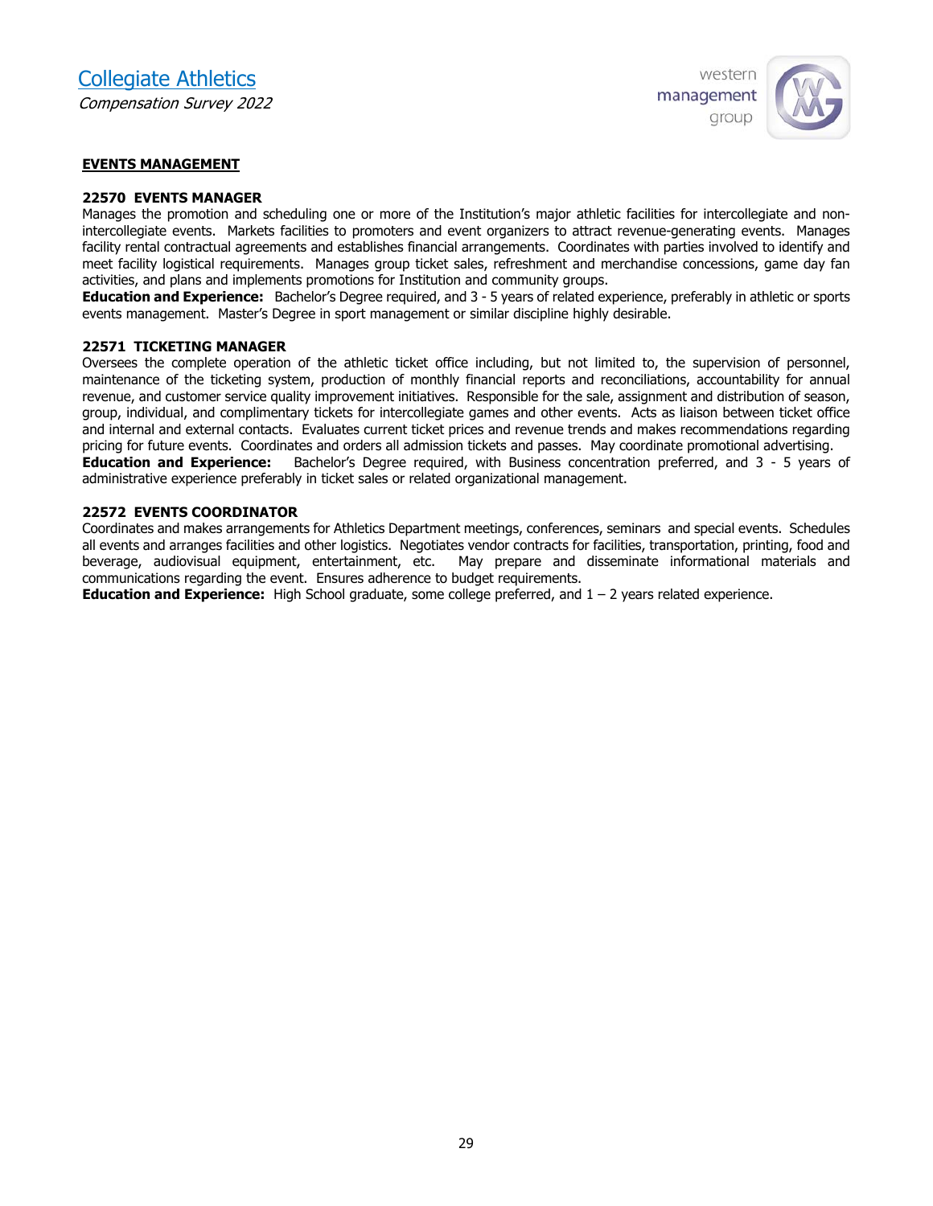## EVENTS MANAGEMENT

### 22570 EVENTS MANAGER

Manages the promotion and scheduling one or more of the Institution's major athletic facilities for intercollegiate and non-intercollegiate events. Markets facilities to promoters and event organizers to attract revenue-generating events. Manages facility rental contractual agreements and establishes financial arrangements. Coordinates with parties involved to identify and meet facility logistical requirements. Manages group ticket sales, refreshment and merchandise concessions, game day fan activities, and plans and implements promotions for Institution and community groups.

**Education and Experience:** Bachelor's Degree required, and 3 - 5 years of related experience, preferably in athletic or sports events management. Master's Degree in sport management or similar discipline highly desirable.

### 22571 TICKETING MANAGER

Oversees the complete operation of the athletic ticket office including, but not limited to, the supervision of personnel, maintenance of the ticketing system, production of monthly financial reports and reconciliations, accountability for annual revenue, and customer service quality improvement initiatives. Responsible for the sale, assignment and distribution of season, group, individual, and complimentary tickets for intercollegiate games and other events. Acts as liaison between ticket office and internal and external contacts. Evaluates current ticket prices and revenue trends and makes recommendations regarding pricing for future events. Coordinates and orders all admission tickets and passes. May coordinate promotional advertising.

**Education and Experience:** Bachelor's Degree required, with Business concentration preferred, and 3 - 5 years of administrative experience preferably in ticket sales or related organizational management.

### 22572 EVENTS COORDINATOR

Coordinates and makes arrangements for Athletics Department meetings, conferences, seminars and special events. Schedules all events and arranges facilities and other logistics. Negotiates vendor contracts for facilities, transportation, printing, food and beverage, audiovisual equipment, entertainment, etc. May prepare and disseminate informational materials and communications regarding the event. Ensures adherence to budget requirements.

**Education and Experience:** High School graduate, some college preferred, and 1 – 2 years related experience.